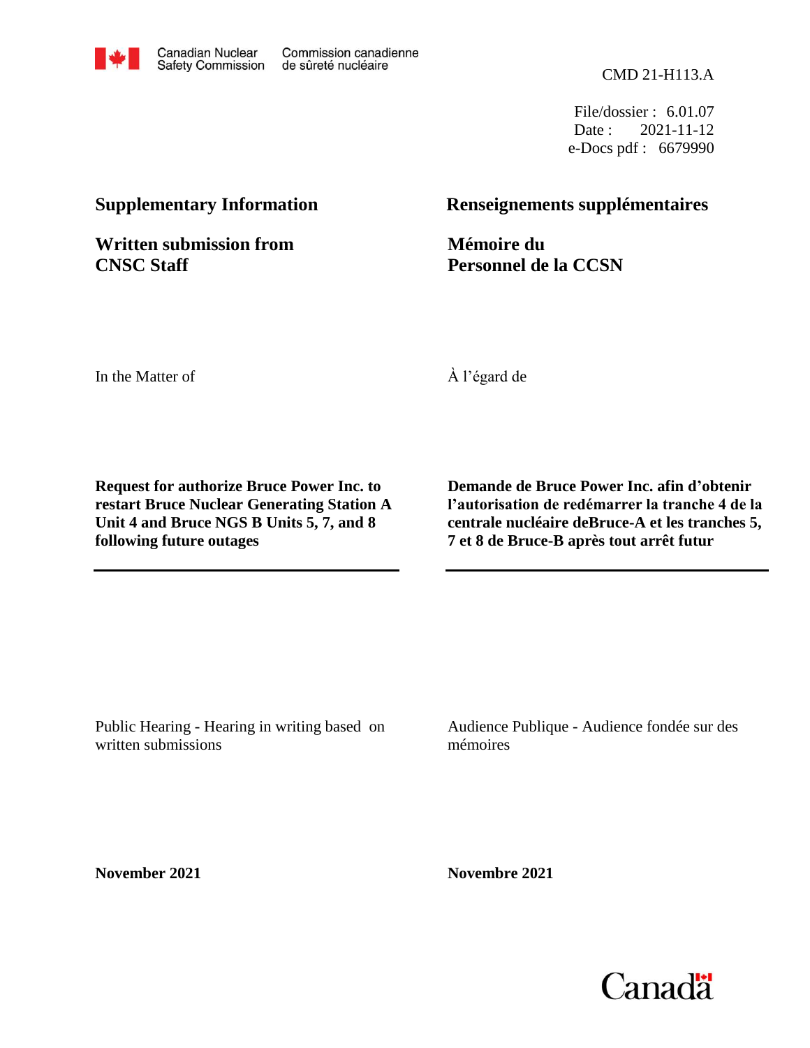Canadian Nuclear Safety Commission | Commission canadienne de sûreté nucléaire

CMD 21-H113.A

File/dossier : 6.01.07
Date : 2021-11-12
e-Docs pdf : 6679990

## Supplementary Information

## Written submission from CNSC Staff

## Renseignements supplémentaires

## Mémoire du Personnel de la CCSN

In the Matter of

À l'égard de

**Request for authorize Bruce Power Inc. to restart Bruce Nuclear Generating Station A Unit 4 and Bruce NGS B Units 5, 7, and 8 following future outages**

**Demande de Bruce Power Inc. afin d'obtenir l'autorisation de redémarrer la tranche 4 de la centrale nucléaire deBruce-A et les tranches 5, 7 et 8 de Bruce-B après tout arrêt futur**

Public Hearing - Hearing in writing based on written submissions

Audience Publique - Audience fondée sur des mémoires

**November 2021**

**Novembre 2021**

Canada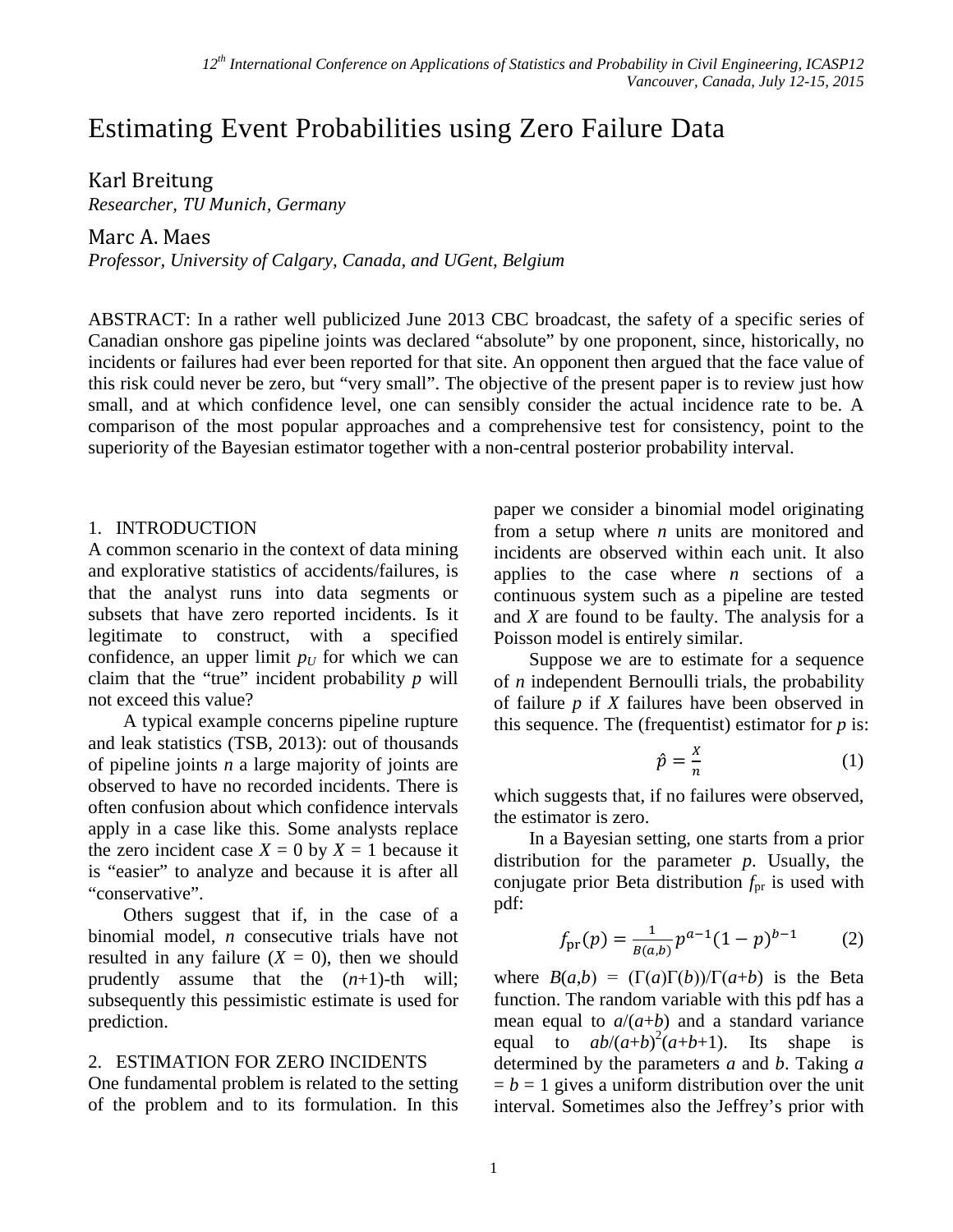# Estimating Event Probabilities using Zero Failure Data

Karl Breitung
*Researcher, TU Munich, Germany*

Marc A. Maes
*Professor, University of Calgary, Canada, and UGent, Belgium*

ABSTRACT: In a rather well publicized June 2013 CBC broadcast, the safety of a specific series of Canadian onshore gas pipeline joints was declared "absolute" by one proponent, since, historically, no incidents or failures had ever been reported for that site. An opponent then argued that the face value of this risk could never be zero, but "very small". The objective of the present paper is to review just how small, and at which confidence level, one can sensibly consider the actual incidence rate to be. A comparison of the most popular approaches and a comprehensive test for consistency, point to the superiority of the Bayesian estimator together with a non-central posterior probability interval.

## 1. INTRODUCTION

A common scenario in the context of data mining and explorative statistics of accidents/failures, is that the analyst runs into data segments or subsets that have zero reported incidents. Is it legitimate to construct, with a specified confidence, an upper limit $p_U$ for which we can claim that the "true" incident probability $p$ will not exceed this value?

A typical example concerns pipeline rupture and leak statistics (TSB, 2013): out of thousands of pipeline joints $n$ a large majority of joints are observed to have no recorded incidents. There is often confusion about which confidence intervals apply in a case like this. Some analysts replace the zero incident case $X = 0$ by $X = 1$ because it is "easier" to analyze and because it is after all "conservative".

Others suggest that if, in the case of a binomial model, $n$ consecutive trials have not resulted in any failure ($X = 0$), then we should prudently assume that the $(n+1)$-th will; subsequently this pessimistic estimate is used for prediction.

## 2. ESTIMATION FOR ZERO INCIDENTS

One fundamental problem is related to the setting of the problem and to its formulation. In this paper we consider a binomial model originating from a setup where $n$ units are monitored and incidents are observed within each unit. It also applies to the case where $n$ sections of a continuous system such as a pipeline are tested and $X$ are found to be faulty. The analysis for a Poisson model is entirely similar.

Suppose we are to estimate for a sequence of $n$ independent Bernoulli trials, the probability of failure $p$ if $X$ failures have been observed in this sequence. The (frequentist) estimator for $p$ is:

$$\hat{p} = \frac{X}{n} \tag{1}$$

which suggests that, if no failures were observed, the estimator is zero.

In a Bayesian setting, one starts from a prior distribution for the parameter $p$. Usually, the conjugate prior Beta distribution $f_{\text{pr}}$ is used with pdf:

$$f_{\text{pr}}(p) = \frac{1}{B(a,b)} p^{a-1}(1-p)^{b-1} \tag{2}$$

where $B(a,b) = (\Gamma(a)\Gamma(b))/\Gamma(a+b)$ is the Beta function. The random variable with this pdf has a mean equal to $a/(a+b)$ and a standard variance equal to $ab/(a+b)^2(a+b+1)$. Its shape is determined by the parameters $a$ and $b$. Taking $a = b = 1$ gives a uniform distribution over the unit interval. Sometimes also the Jeffrey's prior with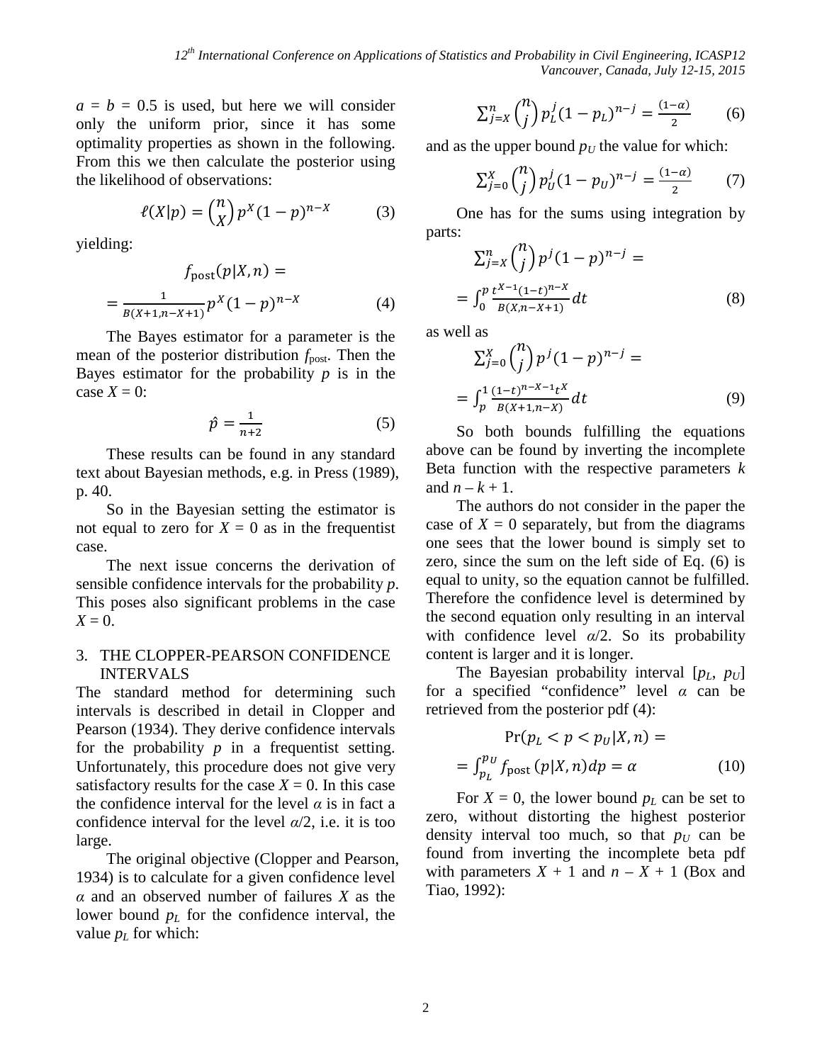$a = b = 0.5$ is used, but here we will consider only the uniform prior, since it has some optimality properties as shown in the following. From this we then calculate the posterior using the likelihood of observations:

$$\ell(X|p) = \binom{n}{X} p^X (1-p)^{n-X} \qquad (3)$$

yielding:

$$f_{\text{post}}(p|X,n) = $$
$$= \frac{1}{B(X+1, n-X+1)} p^X (1-p)^{n-X} \qquad (4)$$

The Bayes estimator for a parameter is the mean of the posterior distribution $f_{\text{post}}$. Then the Bayes estimator for the probability $p$ is in the case $X = 0$:

$$\hat{p} = \frac{1}{n+2} \qquad (5)$$

These results can be found in any standard text about Bayesian methods, e.g. in Press (1989), p. 40.

So in the Bayesian setting the estimator is not equal to zero for $X = 0$ as in the frequentist case.

The next issue concerns the derivation of sensible confidence intervals for the probability $p$. This poses also significant problems in the case $X = 0$.

## 3. THE CLOPPER-PEARSON CONFIDENCE INTERVALS

The standard method for determining such intervals is described in detail in Clopper and Pearson (1934). They derive confidence intervals for the probability $p$ in a frequentist setting. Unfortunately, this procedure does not give very satisfactory results for the case $X = 0$. In this case the confidence interval for the level $\alpha$ is in fact a confidence interval for the level $\alpha/2$, i.e. it is too large.

The original objective (Clopper and Pearson, 1934) is to calculate for a given confidence level $\alpha$ and an observed number of failures $X$ as the lower bound $p_L$ for the confidence interval, the value $p_L$ for which:

$$\sum_{j=X}^{n} \binom{n}{j} p_L^j (1-p_L)^{n-j} = \frac{(1-\alpha)}{2} \qquad (6)$$

and as the upper bound $p_U$ the value for which:

$$\sum_{j=0}^{X} \binom{n}{j} p_U^j (1-p_U)^{n-j} = \frac{(1-\alpha)}{2} \qquad (7)$$

One has for the sums using integration by parts:

$$\sum_{j=X}^{n} \binom{n}{j} p^j (1-p)^{n-j} = $$
$$= \int_0^p \frac{t^{X-1}(1-t)^{n-X}}{B(X, n-X+1)} dt \qquad (8)$$

as well as

$$\sum_{j=0}^{X} \binom{n}{j} p^j (1-p)^{n-j} = $$
$$= \int_p^1 \frac{(1-t)^{n-X-1} t^X}{B(X+1, n-X)} dt \qquad (9)$$

So both bounds fulfilling the equations above can be found by inverting the incomplete Beta function with the respective parameters $k$ and $n - k + 1$.

The authors do not consider in the paper the case of $X = 0$ separately, but from the diagrams one sees that the lower bound is simply set to zero, since the sum on the left side of Eq. (6) is equal to unity, so the equation cannot be fulfilled. Therefore the confidence level is determined by the second equation only resulting in an interval with confidence level $\alpha/2$. So its probability content is larger and it is longer.

The Bayesian probability interval $[p_L, p_U]$ for a specified "confidence" level $\alpha$ can be retrieved from the posterior pdf (4):

$$\Pr(p_L < p < p_U | X, n) = $$
$$= \int_{p_L}^{p_U} f_{\text{post}}(p|X,n) dp = \alpha \qquad (10)$$

For $X = 0$, the lower bound $p_L$ can be set to zero, without distorting the highest posterior density interval too much, so that $p_U$ can be found from inverting the incomplete beta pdf with parameters $X + 1$ and $n - X + 1$ (Box and Tiao, 1992):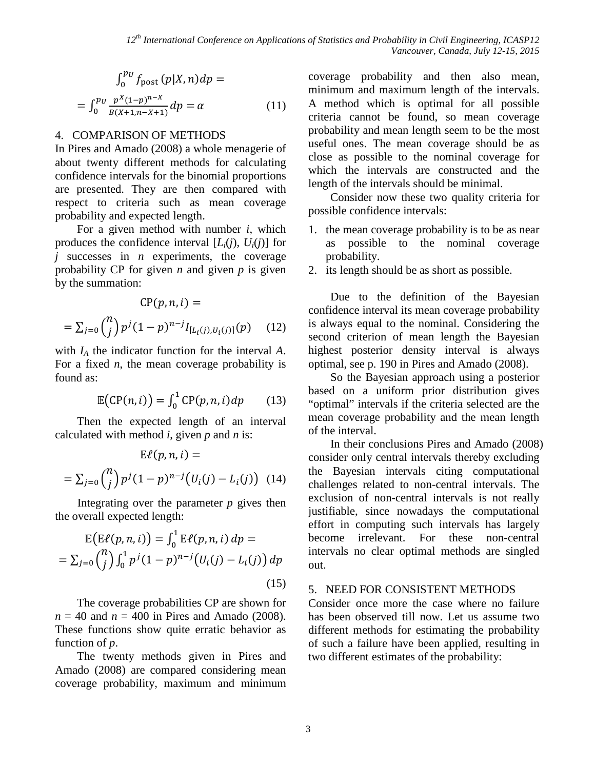$$\int_0^{p_U} f_{\text{post}}(p|X,n)dp =$$

$$= \int_0^{p_U} \frac{p^X(1-p)^{n-X}}{B(X+1,n-X+1)}dp = \alpha \qquad (11)$$

## 4. COMPARISON OF METHODS

In Pires and Amado (2008) a whole menagerie of about twenty different methods for calculating confidence intervals for the binomial proportions are presented. They are then compared with respect to criteria such as mean coverage probability and expected length.

For a given method with number $i$, which produces the confidence interval $[L_i(j), U_i(j)]$ for $j$ successes in $n$ experiments, the coverage probability CP for given $n$ and given $p$ is given by the summation:

$$\text{CP}(p,n,i) =$$

$$= \sum_{j=0} \binom{n}{j} p^j(1-p)^{n-j} I_{[L_i(j),U_i(j)]}(p) \qquad (12)$$

with $I_A$ the indicator function for the interval $A$. For a fixed $n$, the mean coverage probability is found as:

$$\mathbb{E}(\text{CP}(n,i)) = \int_0^1 \text{CP}(p,n,i)dp \qquad (13)$$

Then the expected length of an interval calculated with method $i$, given $p$ and $n$ is:

$$\text{E}\ell(p,n,i) =$$

$$= \sum_{j=0} \binom{n}{j} p^j(1-p)^{n-j}\big(U_i(j) - L_i(j)\big) \quad (14)$$

Integrating over the parameter $p$ gives then the overall expected length:

$$\mathbb{E}\big(\text{E}\ell(p,n,i)\big) = \int_0^1 \text{E}\ell(p,n,i)\,dp =$$

$$= \sum_{j=0} \binom{n}{j} \int_0^1 p^j(1-p)^{n-j}\big(U_i(j) - L_i(j)\big)\,dp \qquad (15)$$

The coverage probabilities CP are shown for $n = 40$ and $n = 400$ in Pires and Amado (2008). These functions show quite erratic behavior as function of $p$.

The twenty methods given in Pires and Amado (2008) are compared considering mean coverage probability, maximum and minimum coverage probability and then also mean, minimum and maximum length of the intervals. A method which is optimal for all possible criteria cannot be found, so mean coverage probability and mean length seem to be the most useful ones. The mean coverage should be as close as possible to the nominal coverage for which the intervals are constructed and the length of the intervals should be minimal.

Consider now these two quality criteria for possible confidence intervals:

1. the mean coverage probability is to be as near as possible to the nominal coverage probability.
2. its length should be as short as possible.

Due to the definition of the Bayesian confidence interval its mean coverage probability is always equal to the nominal. Considering the second criterion of mean length the Bayesian highest posterior density interval is always optimal, see p. 190 in Pires and Amado (2008).

So the Bayesian approach using a posterior based on a uniform prior distribution gives "optimal" intervals if the criteria selected are the mean coverage probability and the mean length of the interval.

In their conclusions Pires and Amado (2008) consider only central intervals thereby excluding the Bayesian intervals citing computational challenges related to non-central intervals. The exclusion of non-central intervals is not really justifiable, since nowadays the computational effort in computing such intervals has largely become irrelevant. For these non-central intervals no clear optimal methods are singled out.

## 5. NEED FOR CONSISTENT METHODS

Consider once more the case where no failure has been observed till now. Let us assume two different methods for estimating the probability of such a failure have been applied, resulting in two different estimates of the probability: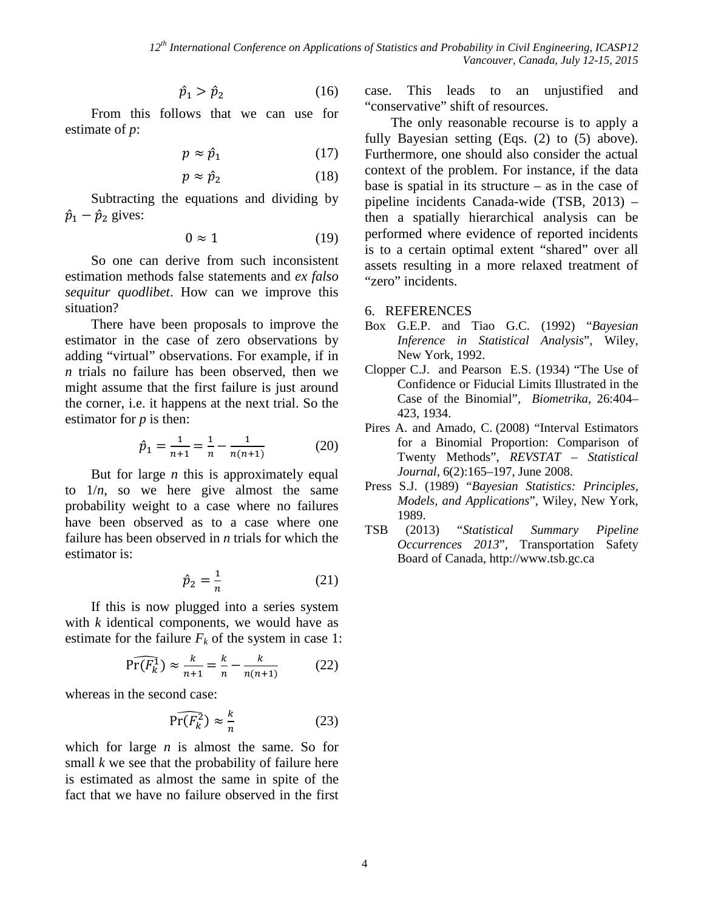$$\hat{p}_1 > \hat{p}_2 \tag{16}$$

From this follows that we can use for estimate of *p*:

$$p \approx \hat{p}_1 \tag{17}$$

$$p \approx \hat{p}_2 \tag{18}$$

Subtracting the equations and dividing by $\hat{p}_1 - \hat{p}_2$ gives:

$$0 \approx 1 \tag{19}$$

So one can derive from such inconsistent estimation methods false statements and *ex falso sequitur quodlibet*. How can we improve this situation?

There have been proposals to improve the estimator in the case of zero observations by adding "virtual" observations. For example, if in *n* trials no failure has been observed, then we might assume that the first failure is just around the corner, i.e. it happens at the next trial. So the estimator for *p* is then:

$$\hat{p}_1 = \frac{1}{n+1} = \frac{1}{n} - \frac{1}{n(n+1)} \tag{20}$$

But for large *n* this is approximately equal to $1/n$, so we here give almost the same probability weight to a case where no failures have been observed as to a case where one failure has been observed in *n* trials for which the estimator is:

$$\hat{p}_2 = \frac{1}{n} \tag{21}$$

If this is now plugged into a series system with *k* identical components, we would have as estimate for the failure $F_k$ of the system in case 1:

$$\widehat{\Pr(F_k^1)} \approx \frac{k}{n+1} = \frac{k}{n} - \frac{k}{n(n+1)} \tag{22}$$

whereas in the second case:

$$\widehat{\Pr(F_k^2)} \approx \frac{k}{n} \tag{23}$$

which for large *n* is almost the same. So for small *k* we see that the probability of failure here is estimated as almost the same in spite of the fact that we have no failure observed in the first case. This leads to an unjustified and "conservative" shift of resources.

The only reasonable recourse is to apply a fully Bayesian setting (Eqs. (2) to (5) above). Furthermore, one should also consider the actual context of the problem. For instance, if the data base is spatial in its structure – as in the case of pipeline incidents Canada-wide (TSB, 2013) – then a spatially hierarchical analysis can be performed where evidence of reported incidents is to a certain optimal extent "shared" over all assets resulting in a more relaxed treatment of "zero" incidents.

## 6. REFERENCES

Box G.E.P. and Tiao G.C. (1992) "*Bayesian Inference in Statistical Analysis*", Wiley, New York, 1992.

Clopper C.J. and Pearson E.S. (1934) "The Use of Confidence or Fiducial Limits Illustrated in the Case of the Binomial", *Biometrika*, 26:404–423, 1934.

Pires A. and Amado, C. (2008) "Interval Estimators for a Binomial Proportion: Comparison of Twenty Methods", *REVSTAT – Statistical Journal*, 6(2):165–197, June 2008.

Press S.J. (1989) "*Bayesian Statistics: Principles, Models, and Applications*", Wiley, New York, 1989.

TSB (2013) "*Statistical Summary Pipeline Occurrences 2013*", Transportation Safety Board of Canada, http://www.tsb.gc.ca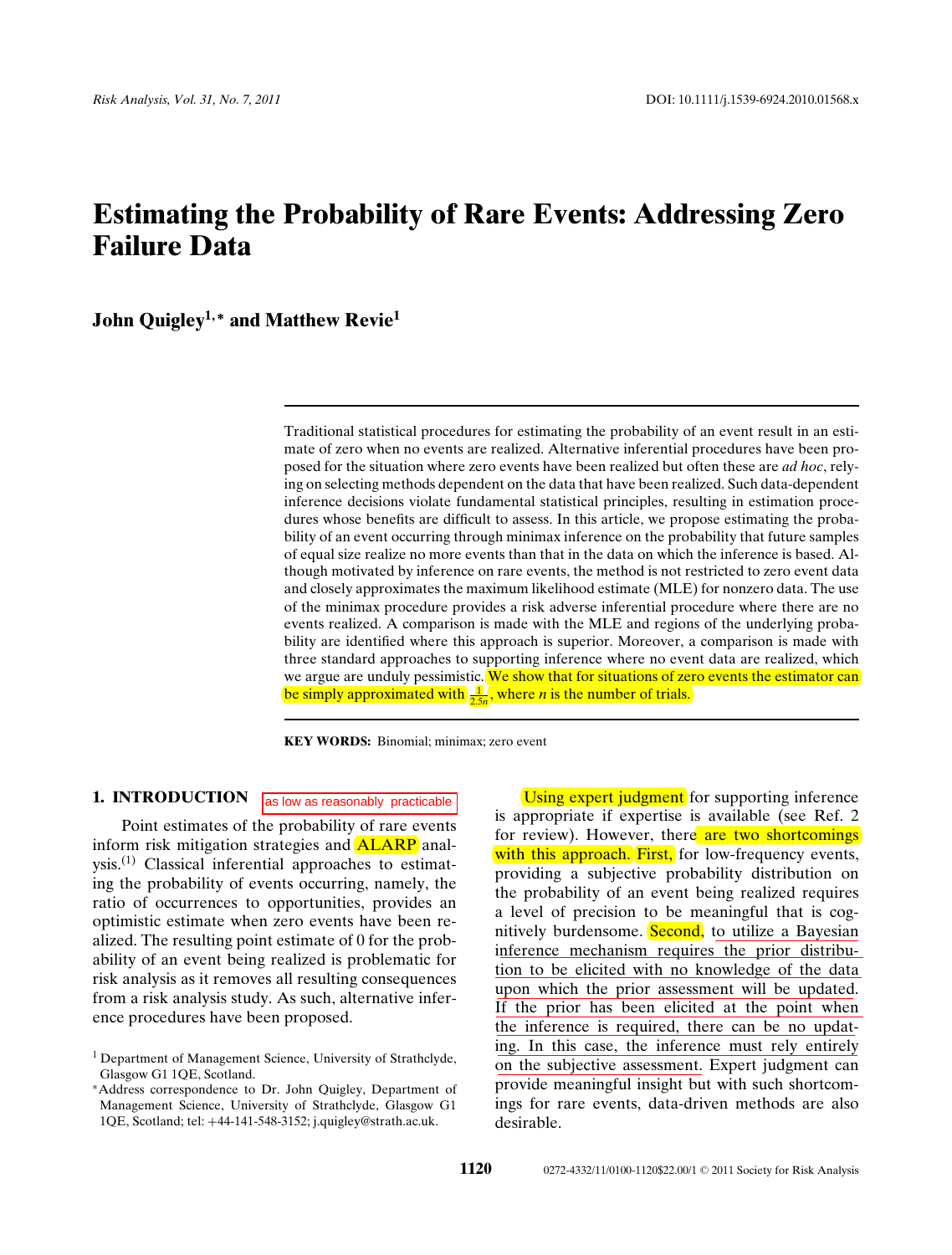# Estimating the Probability of Rare Events: Addressing Zero Failure Data

**John Quigley[1,*] and Matthew Revie[1]**

Traditional statistical procedures for estimating the probability of an event result in an estimate of zero when no events are realized. Alternative inferential procedures have been proposed for the situation where zero events have been realized but often these are *ad hoc*, relying on selecting methods dependent on the data that have been realized. Such data-dependent inference decisions violate fundamental statistical principles, resulting in estimation procedures whose benefits are difficult to assess. In this article, we propose estimating the probability of an event occurring through minimax inference on the probability that future samples of equal size realize no more events than that in the data on which the inference is based. Although motivated by inference on rare events, the method is not restricted to zero event data and closely approximates the maximum likelihood estimate (MLE) for nonzero data. The use of the minimax procedure provides a risk adverse inferential procedure where there are no events realized. A comparison is made with the MLE and regions of the underlying probability are identified where this approach is superior. Moreover, a comparison is made with three standard approaches to supporting inference where no event data are realized, which we argue are unduly pessimistic. We show that for situations of zero events the estimator can be simply approximated with $\frac{1}{2.5n}$, where $n$ is the number of trials.

**KEY WORDS:** Binomial; minimax; zero event

## 1. INTRODUCTION

as low as reasonably practicable

Point estimates of the probability of rare events inform risk mitigation strategies and ALARP analysis.[(1)] Classical inferential approaches to estimating the probability of events occurring, namely, the ratio of occurrences to opportunities, provides an optimistic estimate when zero events have been realized. The resulting point estimate of 0 for the probability of an event being realized is problematic for risk analysis as it removes all resulting consequences from a risk analysis study. As such, alternative inference procedures have been proposed.

Using expert judgment for supporting inference is appropriate if expertise is available (see Ref. 2 for review). However, there are two shortcomings with this approach. First, for low-frequency events, providing a subjective probability distribution on the probability of an event being realized requires a level of precision to be meaningful that is cognitively burdensome. Second, to utilize a Bayesian inference mechanism requires the prior distribution to be elicited with no knowledge of the data upon which the prior assessment will be updated. If the prior has been elicited at the point when the inference is required, there can be no updating. In this case, the inference must rely entirely on the subjective assessment. Expert judgment can provide meaningful insight but with such shortcomings for rare events, data-driven methods are also desirable.

---

[1] Department of Management Science, University of Strathclyde, Glasgow G1 1QE, Scotland.

[*] Address correspondence to Dr. John Quigley, Department of Management Science, University of Strathclyde, Glasgow G1 1QE, Scotland; tel: +44-141-548-3152; j.quigley@strath.ac.uk.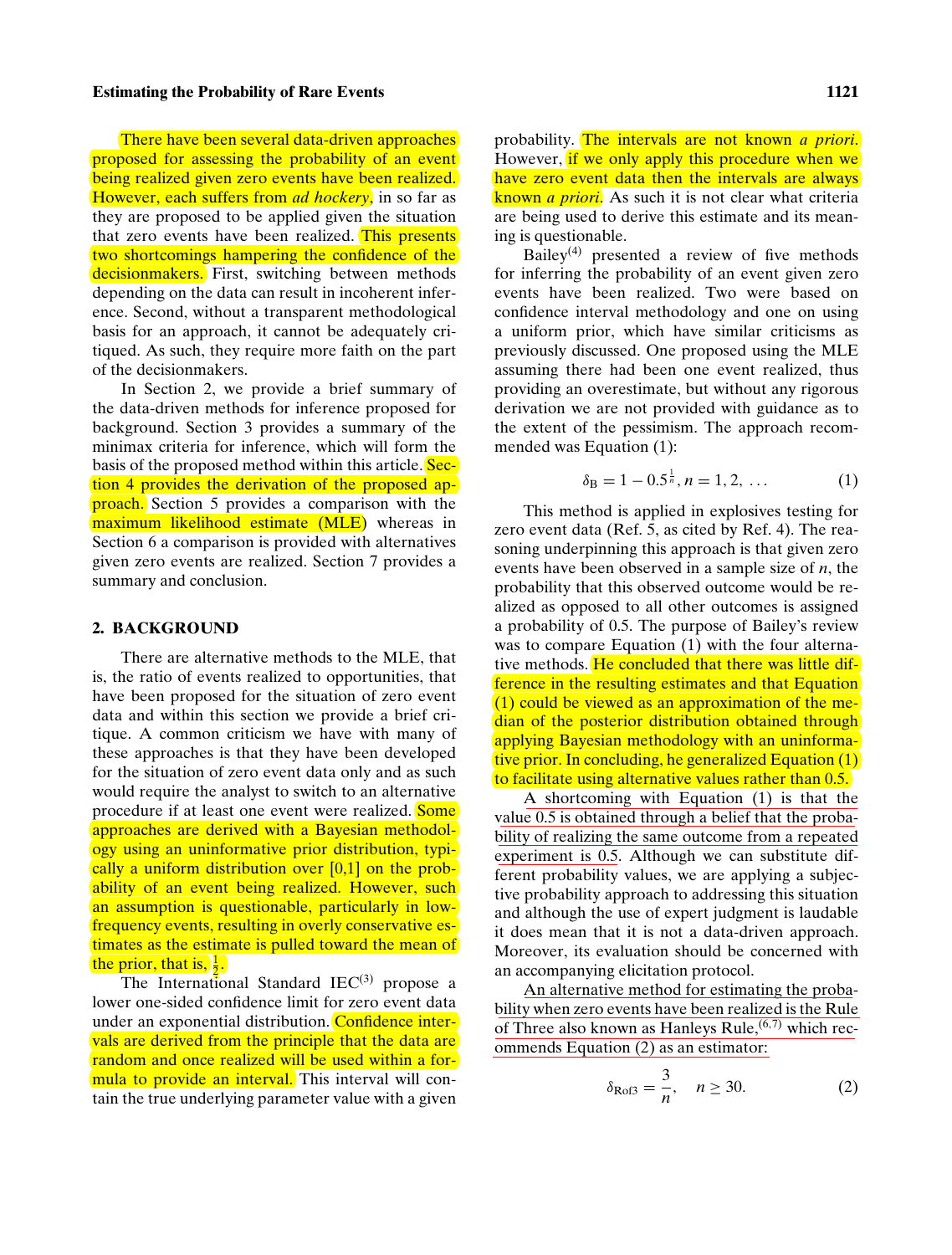There have been several data-driven approaches proposed for assessing the probability of an event being realized given zero events have been realized. However, each suffers from *ad hockery*, in so far as they are proposed to be applied given the situation that zero events have been realized. This presents two shortcomings hampering the confidence of the decisionmakers. First, switching between methods depending on the data can result in incoherent inference. Second, without a transparent methodological basis for an approach, it cannot be adequately critiqued. As such, they require more faith on the part of the decisionmakers.

In Section 2, we provide a brief summary of the data-driven methods for inference proposed for background. Section 3 provides a summary of the minimax criteria for inference, which will form the basis of the proposed method within this article. Section 4 provides the derivation of the proposed approach. Section 5 provides a comparison with the maximum likelihood estimate (MLE) whereas in Section 6 a comparison is provided with alternatives given zero events are realized. Section 7 provides a summary and conclusion.

## 2. BACKGROUND

There are alternative methods to the MLE, that is, the ratio of events realized to opportunities, that have been proposed for the situation of zero event data and within this section we provide a brief critique. A common criticism we have with many of these approaches is that they have been developed for the situation of zero event data only and as such would require the analyst to switch to an alternative procedure if at least one event were realized. Some approaches are derived with a Bayesian methodology using an uninformative prior distribution, typically a uniform distribution over [0,1] on the probability of an event being realized. However, such an assumption is questionable, particularly in low-frequency events, resulting in overly conservative estimates as the estimate is pulled toward the mean of the prior, that is, $\frac{1}{2}$.

The International Standard IEC[3] propose a lower one-sided confidence limit for zero event data under an exponential distribution. Confidence intervals are derived from the principle that the data are random and once realized will be used within a formula to provide an interval. This interval will contain the true underlying parameter value with a given probability. The intervals are not known *a priori*. However, if we only apply this procedure when we have zero event data then the intervals are always known *a priori*. As such it is not clear what criteria are being used to derive this estimate and its meaning is questionable.

Bailey[4] presented a review of five methods for inferring the probability of an event given zero events have been realized. Two were based on confidence interval methodology and one on using a uniform prior, which have similar criticisms as previously discussed. One proposed using the MLE assuming there had been one event realized, thus providing an overestimate, but without any rigorous derivation we are not provided with guidance as to the extent of the pessimism. The approach recommended was Equation (1):

$$\delta_{\mathrm{B}} = 1 - 0.5^{\frac{1}{n}}, n = 1, 2, \ldots \tag{1}$$

This method is applied in explosives testing for zero event data (Ref. 5, as cited by Ref. 4). The reasoning underpinning this approach is that given zero events have been observed in a sample size of $n$, the probability that this observed outcome would be realized as opposed to all other outcomes is assigned a probability of 0.5. The purpose of Bailey's review was to compare Equation (1) with the four alternative methods. He concluded that there was little difference in the resulting estimates and that Equation (1) could be viewed as an approximation of the median of the posterior distribution obtained through applying Bayesian methodology with an uninformative prior. In concluding, he generalized Equation (1) to facilitate using alternative values rather than 0.5.

A shortcoming with Equation (1) is that the value 0.5 is obtained through a belief that the probability of realizing the same outcome from a repeated experiment is 0.5. Although we can substitute different probability values, we are applying a subjective probability approach to addressing this situation and although the use of expert judgment is laudable it does mean that it is not a data-driven approach. Moreover, its evaluation should be concerned with an accompanying elicitation protocol.

An alternative method for estimating the probability when zero events have been realized is the Rule of Three also known as Hanleys Rule,[6,7] which recommends Equation (2) as an estimator:

$$\delta_{\mathrm{Rof3}} = \frac{3}{n}, \quad n \geq 30. \tag{2}$$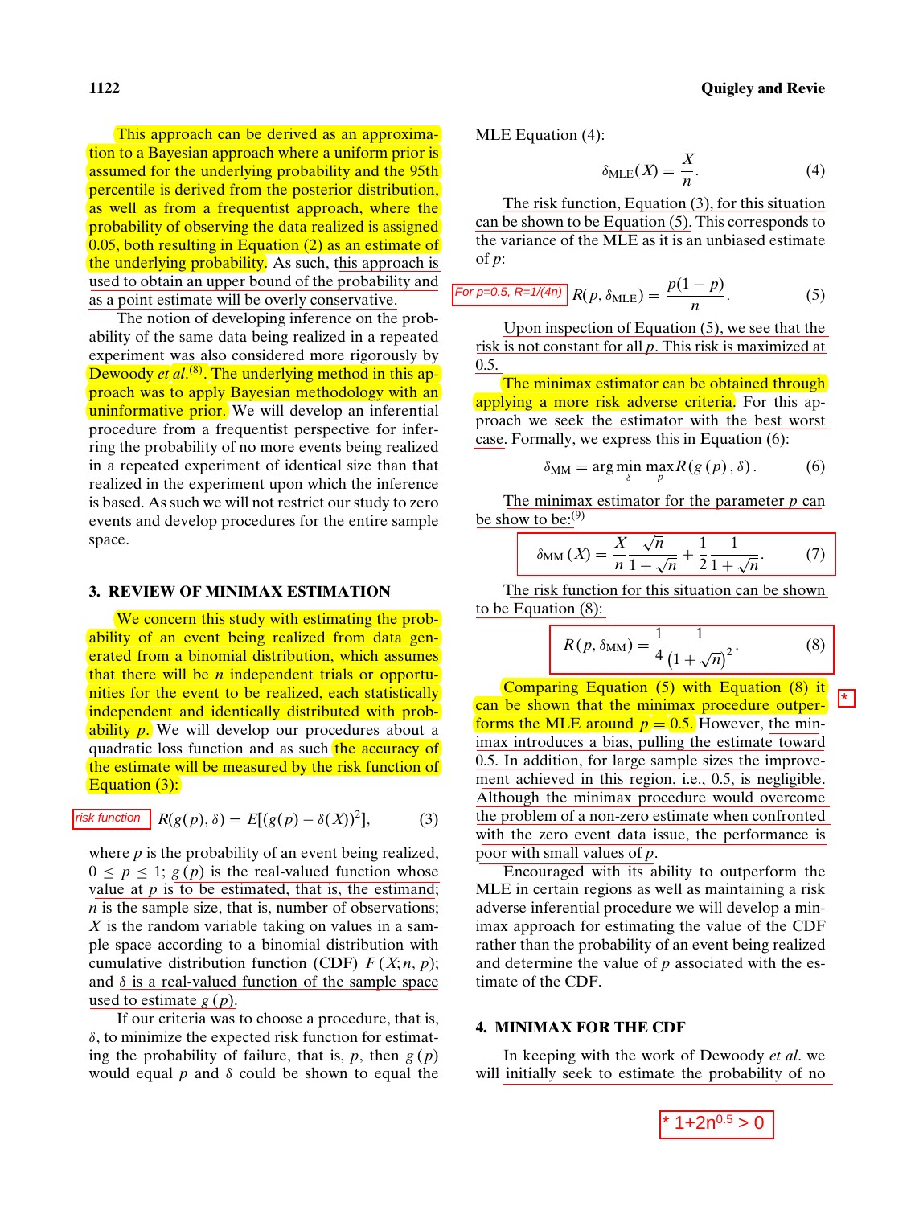This approach can be derived as an approximation to a Bayesian approach where a uniform prior is assumed for the underlying probability and the 95th percentile is derived from the posterior distribution, as well as from a frequentist approach, where the probability of observing the data realized is assigned 0.05, both resulting in Equation (2) as an estimate of the underlying probability. As such, this approach is used to obtain an upper bound of the probability and as a point estimate will be overly conservative.

The notion of developing inference on the probability of the same data being realized in a repeated experiment was also considered more rigorously by Dewoody *et al.*[8]. The underlying method in this approach was to apply Bayesian methodology with an uninformative prior. We will develop an inferential procedure from a frequentist perspective for inferring the probability of no more events being realized in a repeated experiment of identical size than that realized in the experiment upon which the inference is based. As such we will not restrict our study to zero events and develop procedures for the entire sample space.

## 3. REVIEW OF MINIMAX ESTIMATION

We concern this study with estimating the probability of an event being realized from data generated from a binomial distribution, which assumes that there will be $n$ independent trials or opportunities for the event to be realized, each statistically independent and identically distributed with probability $p$. We will develop our procedures about a quadratic loss function and as such the accuracy of the estimate will be measured by the risk function as Equation (3):

risk function

$$R(g(p), \delta) = E[(g(p) - \delta(X))^2], \tag{3}$$

where $p$ is the probability of an event being realized, $0 \leq p \leq 1$; $g(p)$ is the real-valued function whose value at $p$ is to be estimated, that is, the estimand; $n$ is the sample size, that is, number of observations; $X$ is the random variable taking on values in a sample space according to a binomial distribution with cumulative distribution function (CDF) $F(X; n, p)$; and $\delta$ is a real-valued function of the sample space used to estimate $g(p)$.

If our criteria was to choose a procedure, that is, $\delta$, to minimize the expected risk function for estimating the probability of failure, that is, $p$, then $g(p)$ would equal $p$ and $\delta$ could be shown to equal the MLE Equation (4):

$$\delta_{\text{MLE}}(X) = \frac{X}{n}. \tag{4}$$

The risk function, Equation (3), for this situation can be shown to be Equation (5). This corresponds to the variance of the MLE as it is an unbiased estimate of $p$:

For p=0.5, R=1/(4n)

$$R(p, \delta_{\text{MLE}}) = \frac{p(1-p)}{n}. \tag{5}$$

Upon inspection of Equation (5), we see that the risk is not constant for all $p$. This risk is maximized at 0.5.

The minimax estimator can be obtained through applying a more risk adverse criteria. For this approach we seek the estimator with the best worst case. Formally, we express this in Equation (6):

$$\delta_{\text{MM}} = \arg\min_{\delta} \max_{p} R(g(p), \delta). \tag{6}$$

The minimax estimator for the parameter $p$ can be show to be:[9]

$$\delta_{\text{MM}}(X) = \frac{X}{n}\frac{\sqrt{n}}{1+\sqrt{n}} + \frac{1}{2}\frac{1}{1+\sqrt{n}}. \tag{7}$$

The risk function for this situation can be shown to be Equation (8):

$$R(p, \delta_{\text{MM}}) = \frac{1}{4}\frac{1}{\left(1+\sqrt{n}\right)^2}. \tag{8}$$

Comparing Equation (5) with Equation (8) it can be shown that the minimax procedure outperforms the MLE around $p = 0.5$. However, the minimax introduces a bias, pulling the estimate toward 0.5. In addition, for large sample sizes the improvement achieved in this region, i.e., 0.5, is negligible. Although the minimax procedure would overcome the problem of a non-zero estimate when confronted with the zero event data issue, the performance is poor with small values of $p$.

*

Encouraged with its ability to outperform the MLE in certain regions as well as maintaining a risk adverse inferential procedure we will develop a minimax approach for estimating the value of the CDF rather than the probability of an event being realized and determine the value of $p$ associated with the estimate of the CDF.

## 4. MINIMAX FOR THE CDF

In keeping with the work of Dewoody *et al.* we will initially seek to estimate the probability of no

* $1+2n^{0.5} > 0$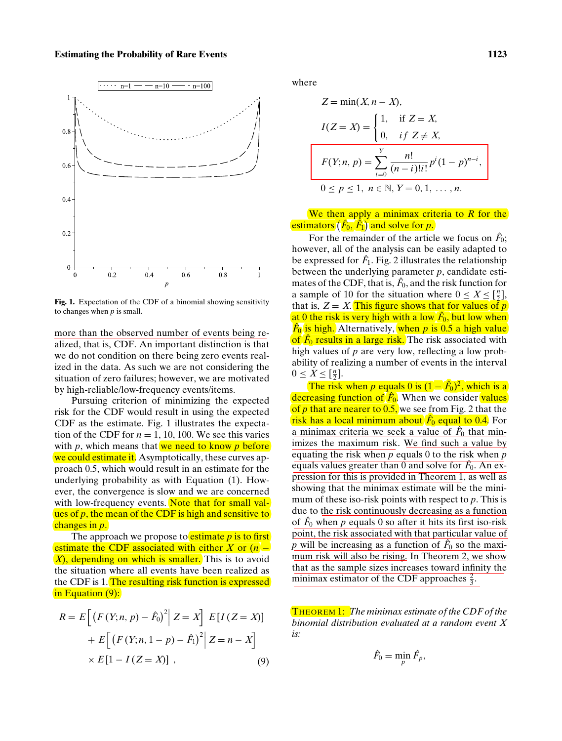Fig. 1. Expectation of the CDF of a binomial showing sensitivity to changes when $p$ is small.

more than the observed number of events being realized, that is, CDF. An important distinction is that we do not condition on there being zero events realized in the data. As such we are not considering the situation of zero failures; however, we are motivated by high-reliable/low-frequency events/items.

Pursuing criterion of minimizing the expected risk for the CDF would result in using the expected CDF as the estimate. Fig. 1 illustrates the expectation of the CDF for $n = 1, 10, 100$. We see this varies with $p$, which means that we need to know $p$ before we could estimate it. Asymptotically, these curves approach 0.5, which would result in an estimate for the underlying probability as with Equation (1). However, the convergence is slow and we are concerned with low-frequency events. Note that for small values of $p$, the mean of the CDF is high and sensitive to changes in $p$.

The approach we propose to estimate $p$ is to first estimate the CDF associated with either $X$ or $(n - X)$, depending on which is smaller. This is to avoid the situation where all events have been realized as the CDF is 1. The resulting risk function is expressed in Equation (9):

$$R = E\left[\left(F(Y; n, p) - \hat{F}_0\right)^2 \middle| Z = X\right] E[I(Z = X)] + E\left[\left(F(Y; n, 1-p) - \hat{F}_1\right)^2 \middle| Z = n - X\right] \times E[1 - I(Z = X)] \;, \tag{9}$$

where

$$Z = \min(X, n - X),$$

$$I(Z = X) = \begin{cases} 1, & \text{if } Z = X, \\ 0, & \text{if } Z \neq X, \end{cases}$$

$$F(Y; n, p) = \sum_{i=0}^{Y} \frac{n!}{(n-i)!i!} p^i (1-p)^{n-i},$$

$$0 \le p \le 1, \; n \in \mathbb{N}, \; Y = 0, 1, \ldots, n.$$

We then apply a minimax criteria to $R$ for the estimators $(\hat{F}_0, \hat{F}_1)$ and solve for $p$.

For the remainder of the article we focus on $\hat{F}_0$; however, all of the analysis can be easily adapted to be expressed for $\hat{F}_1$. Fig. 2 illustrates the relationship between the underlying parameter $p$, candidate estimates of the CDF, that is, $\hat{F}_0$, and the risk function for a sample of 10 for the situation where $0 \le X \le [\frac{n}{2}]$, that is, $Z = X$. This figure shows that for values of $p$ at 0 the risk is very high with a low $\hat{F}_0$, but low when $\hat{F}_0$ is high. Alternatively, when $p$ is 0.5 a high value of $\hat{F}_0$ results in a large risk. The risk associated with high values of $p$ are very low, reflecting a low probability of realizing a number of events in the interval $0 \le X \le [\frac{n}{2}]$.

The risk when $p$ equals 0 is $(1 - \hat{F}_0)^2$, which is a decreasing function of $\hat{F}_0$. When we consider values of $p$ that are nearer to 0.5, we see from Fig. 2 that the risk has a local minimum about $\hat{F}_0$ equal to 0.4. For a minimax criteria we seek a value of $\hat{F}_0$ that minimizes the maximum risk. We find such a value by equating the risk when $p$ equals 0 to the risk when $p$ equals values greater than 0 and solve for $\hat{F}_0$. An expression for this is provided in Theorem 1, as well as showing that the minimax estimate will be the minimum of these iso-risk points with respect to $p$. This is due to the risk continuously decreasing as a function of $\hat{F}_0$ when $p$ equals 0 so after it hits its first iso-risk point, the risk associated with that particular value of $p$ will be increasing as a function of $\hat{F}_0$ so the maximum risk will also be rising. In Theorem 2, we show that as the sample sizes increases toward infinity the minimax estimator of the CDF approaches $\frac{2}{3}$.

THEOREM 1: *The minimax estimate of the CDF of the binomial distribution evaluated at a random event X is:*

$$\hat{F}_0 = \min_p \hat{F}_p,$$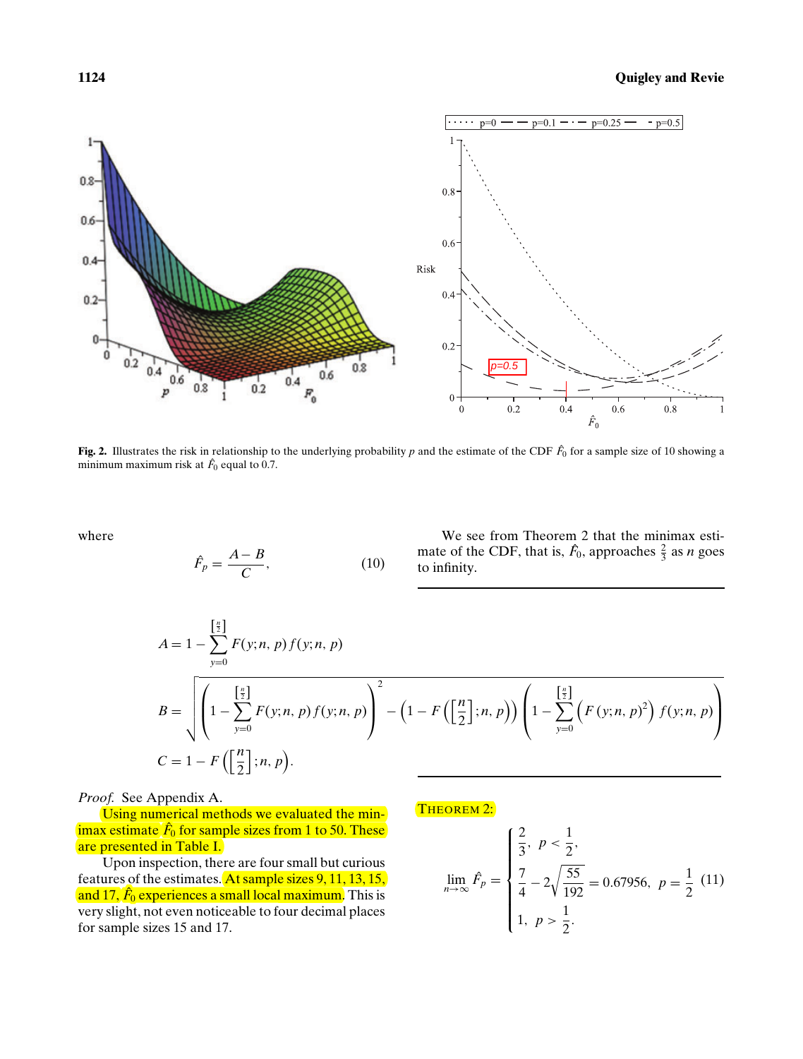**Fig. 2.** Illustrates the risk in relationship to the underlying probability $p$ and the estimate of the CDF $\hat{F}_0$ for a sample size of 10 showing a minimum maximum risk at $\hat{F}_0$ equal to 0.7.

where

$$\hat{F}_p = \frac{A - B}{C}, \qquad (10)$$

$$A = 1 - \sum_{y=0}^{\left[\frac{n}{2}\right]} F(y;n,p)\, f(y;n,p)$$

$$B = \sqrt{\left(1 - \sum_{y=0}^{\left[\frac{n}{2}\right]} F(y;n,p)\, f(y;n,p)\right)^2 - \left(1 - F\left(\left[\frac{n}{2}\right];n,p\right)\right)\left(1 - \sum_{y=0}^{\left[\frac{n}{2}\right]} \left(F(y;n,p)^2\right) f(y;n,p)\right)}$$

$$C = 1 - F\left(\left[\frac{n}{2}\right];n,p\right).$$

*Proof.* See Appendix A.

Using numerical methods we evaluated the minimax estimate $\hat{F}_0$ for sample sizes from 1 to 50. These are presented in Table I.

Upon inspection, there are four small but curious features of the estimates. At sample sizes 9, 11, 13, 15, and 17, $\hat{F}_0$ experiences a small local maximum. This is very slight, not even noticeable to four decimal places for sample sizes 15 and 17.

THEOREM 2:

$$\lim_{n\to\infty} \hat{F}_p = \begin{cases} \frac{2}{3}, & p < \frac{1}{2}, \\ \frac{7}{4} - 2\sqrt{\frac{55}{192}} = 0.67956, & p = \frac{1}{2} \\ 1, & p > \frac{1}{2}. \end{cases} \qquad (11)$$

We see from Theorem 2 that the minimax estimate of the CDF, that is, $\hat{F}_0$, approaches $\frac{2}{3}$ as $n$ goes to infinity.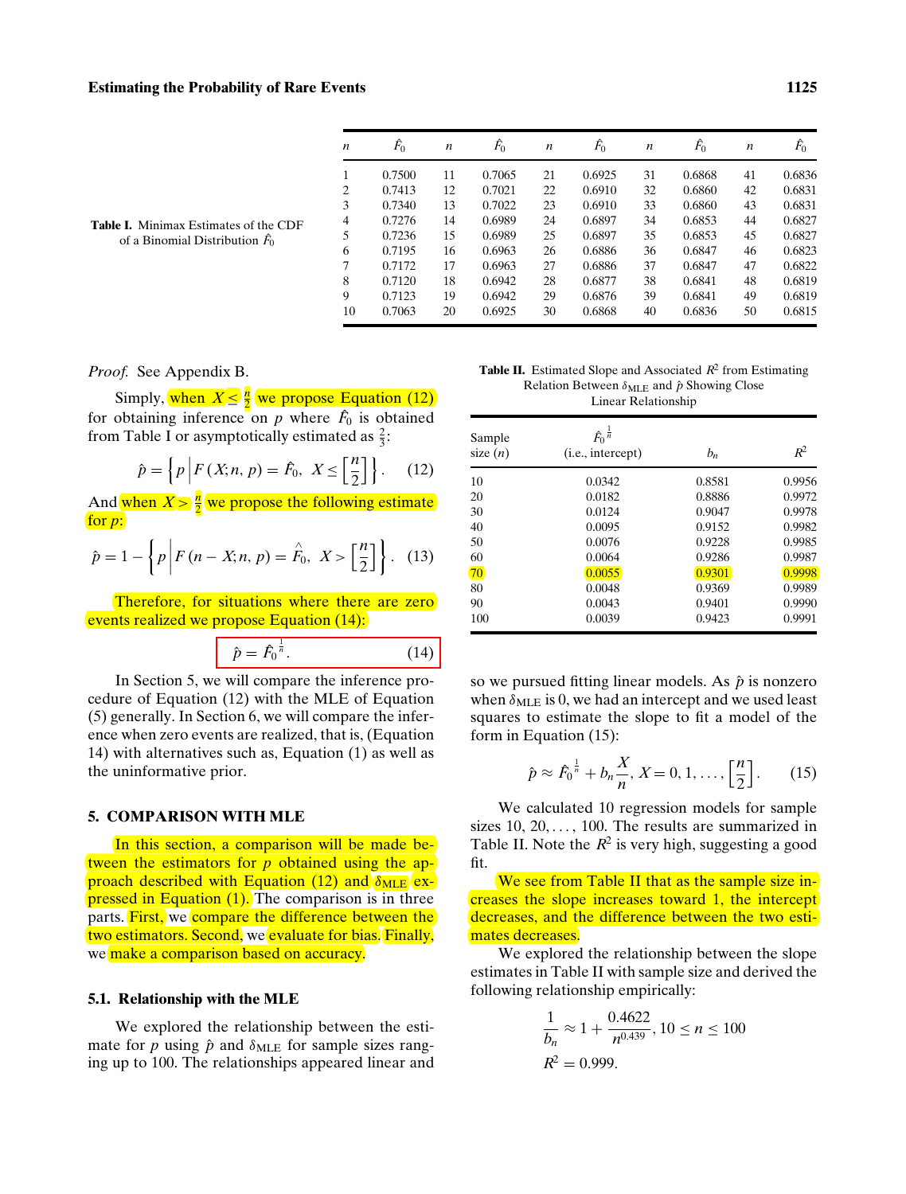**Table I.** Minimax Estimates of the CDF of a Binomial Distribution $\hat{F}_0$

| $n$ | $\hat{F}_0$ | $n$ | $\hat{F}_0$ | $n$ | $\hat{F}_0$ | $n$ | $\hat{F}_0$ | $n$ | $\hat{F}_0$ |
|---|---|---|---|---|---|---|---|---|---|
| 1 | 0.7500 | 11 | 0.7065 | 21 | 0.6925 | 31 | 0.6868 | 41 | 0.6836 |
| 2 | 0.7413 | 12 | 0.7021 | 22 | 0.6910 | 32 | 0.6860 | 42 | 0.6831 |
| 3 | 0.7340 | 13 | 0.7022 | 23 | 0.6910 | 33 | 0.6860 | 43 | 0.6831 |
| 4 | 0.7276 | 14 | 0.6989 | 24 | 0.6897 | 34 | 0.6853 | 44 | 0.6827 |
| 5 | 0.7236 | 15 | 0.6989 | 25 | 0.6897 | 35 | 0.6853 | 45 | 0.6827 |
| 6 | 0.7195 | 16 | 0.6963 | 26 | 0.6886 | 36 | 0.6847 | 46 | 0.6823 |
| 7 | 0.7172 | 17 | 0.6963 | 27 | 0.6886 | 37 | 0.6847 | 47 | 0.6822 |
| 8 | 0.7120 | 18 | 0.6942 | 28 | 0.6877 | 38 | 0.6841 | 48 | 0.6819 |
| 9 | 0.7123 | 19 | 0.6942 | 29 | 0.6876 | 39 | 0.6841 | 49 | 0.6819 |
| 10 | 0.7063 | 20 | 0.6925 | 30 | 0.6868 | 40 | 0.6836 | 50 | 0.6815 |

*Proof.* See Appendix B.

Simply, when $X \leq \frac{n}{2}$ we propose Equation (12) for obtaining inference on $p$ where $\hat{F}_0$ is obtained from Table I or asymptotically estimated as $\frac{2}{3}$:

$$\hat{p} = \left\{ p \,\middle|\, F(X; n, p) = \hat{F}_0,\ X \leq \left[\frac{n}{2}\right] \right\}. \quad (12)$$

And when $X > \frac{n}{2}$ we propose the following estimate for $p$:

$$\hat{p} = 1 - \left\{ p \,\middle|\, F(n - X; n, p) = \hat{F}_0,\ X > \left[\frac{n}{2}\right] \right\}. \quad (13)$$

Therefore, for situations where there are zero events realized we propose Equation (14):

$$\hat{p} = \hat{F}_0^{\frac{1}{n}}. \quad (14)$$

In Section 5, we will compare the inference procedure of Equation (12) with the MLE of Equation (5) generally. In Section 6, we will compare the inference when zero events are realized, that is, (Equation 14) with alternatives such as, Equation (1) as well as the uninformative prior.

## 5. COMPARISON WITH MLE

In this section, a comparison will be made between the estimators for $p$ obtained using the approach described with Equation (12) and $\delta_{\text{MLE}}$ expressed in Equation (1). The comparison is in three parts. First, we compare the difference between the two estimators. Second, we evaluate for bias. Finally, we make a comparison based on accuracy.

### 5.1. Relationship with the MLE

We explored the relationship between the estimate for $p$ using $\hat{p}$ and $\delta_{\text{MLE}}$ for sample sizes ranging up to 100. The relationships appeared linear and so we pursued fitting linear models. As $\hat{p}$ is nonzero when $\delta_{\text{MLE}}$ is 0, we had an intercept and we used least squares to estimate the slope to fit a model of the form in Equation (15):

$$\hat{p} \approx \hat{F}_0^{\frac{1}{n}} + b_n \frac{X}{n},\ X = 0, 1, \ldots, \left[\frac{n}{2}\right]. \quad (15)$$

**Table II.** Estimated Slope and Associated $R^2$ from Estimating Relation Between $\delta_{\text{MLE}}$ and $\hat{p}$ Showing Close Linear Relationship

| Sample size ($n$) | $\hat{F}_0^{\frac{1}{n}}$ (i.e., intercept) | $b_n$ | $R^2$ |
|---|---|---|---|
| 10 | 0.0342 | 0.8581 | 0.9956 |
| 20 | 0.0182 | 0.8886 | 0.9972 |
| 30 | 0.0124 | 0.9047 | 0.9978 |
| 40 | 0.0095 | 0.9152 | 0.9982 |
| 50 | 0.0076 | 0.9228 | 0.9985 |
| 60 | 0.0064 | 0.9286 | 0.9987 |
| 70 | 0.0055 | 0.9301 | 0.9998 |
| 80 | 0.0048 | 0.9369 | 0.9989 |
| 90 | 0.0043 | 0.9401 | 0.9990 |
| 100 | 0.0039 | 0.9423 | 0.9991 |

We calculated 10 regression models for sample sizes 10, 20, ..., 100. The results are summarized in Table II. Note the $R^2$ is very high, suggesting a good fit.

We see from Table II that as the sample size increases the slope increases toward 1, the intercept decreases, and the difference between the two estimates decreases.

We explored the relationship between the slope estimates in Table II with sample size and derived the following relationship empirically:

$$\frac{1}{b_n} \approx 1 + \frac{0.4622}{n^{0.439}},\ 10 \leq n \leq 100$$

$$R^2 = 0.999.$$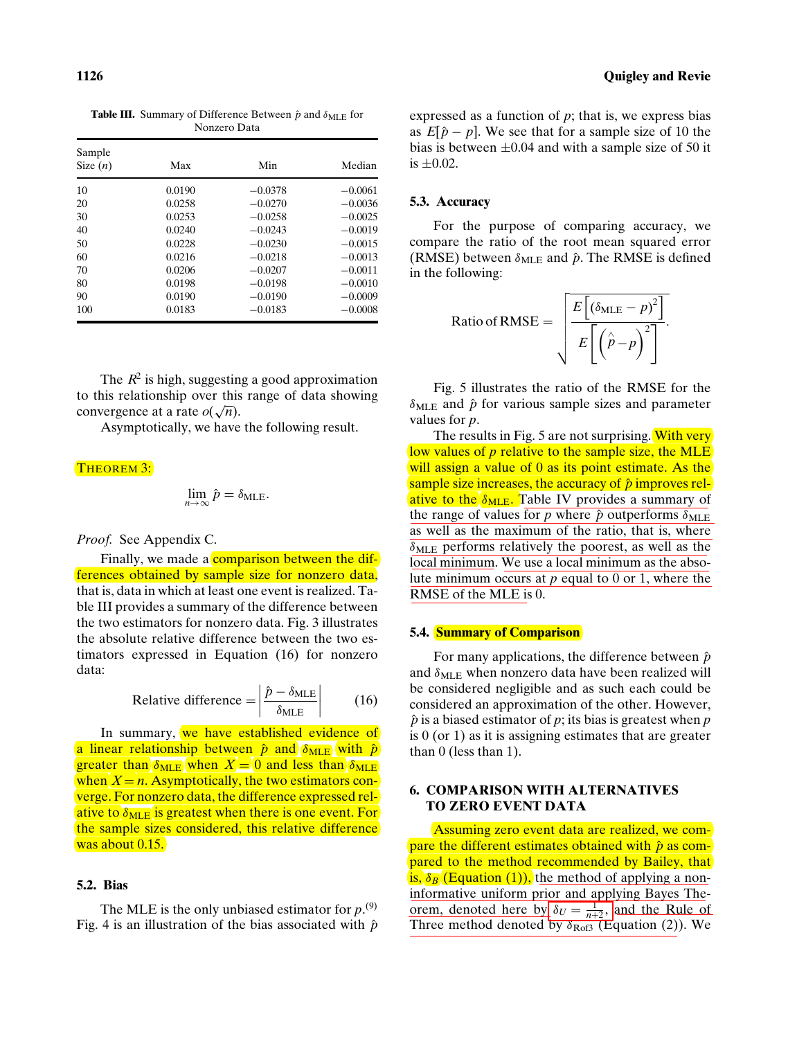**Table III.** Summary of Difference Between $\hat{p}$ and $\delta_{\mathrm{MLE}}$ for Nonzero Data

| Sample Size ($n$) | Max | Min | Median |
|---|---|---|---|
| 10 | 0.0190 | −0.0378 | −0.0061 |
| 20 | 0.0258 | −0.0270 | −0.0036 |
| 30 | 0.0253 | −0.0258 | −0.0025 |
| 40 | 0.0240 | −0.0243 | −0.0019 |
| 50 | 0.0228 | −0.0230 | −0.0015 |
| 60 | 0.0216 | −0.0218 | −0.0013 |
| 70 | 0.0206 | −0.0207 | −0.0011 |
| 80 | 0.0198 | −0.0198 | −0.0010 |
| 90 | 0.0190 | −0.0190 | −0.0009 |
| 100 | 0.0183 | −0.0183 | −0.0008 |

The $R^2$ is high, suggesting a good approximation to this relationship over this range of data showing convergence at a rate $o(\sqrt{n})$.

Asymptotically, we have the following result.

THEOREM 3:

$$\lim_{n\to\infty} \hat{p} = \delta_{\mathrm{MLE}}.$$

*Proof.* See Appendix C.

Finally, we made a comparison between the differences obtained by sample size for nonzero data, that is, data in which at least one event is realized. Table III provides a summary of the difference between the two estimators for nonzero data. Fig. 3 illustrates the absolute relative difference between the two estimators expressed in Equation (16) for nonzero data:

$$\text{Relative difference} = \left|\frac{\hat{p} - \delta_{\mathrm{MLE}}}{\delta_{\mathrm{MLE}}}\right| \qquad (16)$$

In summary, we have established evidence of a linear relationship between $\hat{p}$ and $\delta_{\mathrm{MLE}}$ with $\hat{p}$ greater than $\delta_{\mathrm{MLE}}$ when $X = 0$ and less than $\delta_{\mathrm{MLE}}$ when $X = n$. Asymptotically, the two estimators converge. For nonzero data, the difference expressed relative to $\delta_{\mathrm{MLE}}$ is greatest when there is one event. For the sample sizes considered, this relative difference was about 0.15.

### 5.2. Bias

The MLE is the only unbiased estimator for $p$.[9] Fig. 4 is an illustration of the bias associated with $\hat{p}$ expressed as a function of $p$; that is, we express bias as $E[\hat{p} - p]$. We see that for a sample size of 10 the bias is between ±0.04 and with a sample size of 50 it is ±0.02.

### 5.3. Accuracy

For the purpose of comparing accuracy, we compare the ratio of the root mean squared error (RMSE) between $\delta_{\mathrm{MLE}}$ and $\hat{p}$. The RMSE is defined in the following:

$$\text{Ratio of RMSE} = \sqrt{\frac{E\left[(\delta_{\mathrm{MLE}} - p)^2\right]}{E\left[\left(\hat{p} - p\right)^2\right]}}.$$

Fig. 5 illustrates the ratio of the RMSE for the $\delta_{\mathrm{MLE}}$ and $\hat{p}$ for various sample sizes and parameter values for $p$.

The results in Fig. 5 are not surprising. With very low values of $p$ relative to the sample size, the MLE will assign a value of 0 as its point estimate. As the sample size increases, the accuracy of $\hat{p}$ improves relative to the $\delta_{\mathrm{MLE}}$. Table IV provides a summary of the range of values for $p$ where $\hat{p}$ outperforms $\delta_{\mathrm{MLE}}$ as well as the maximum of the ratio, that is, where $\delta_{\mathrm{MLE}}$ performs relatively the poorest, as well as the local minimum. We use a local minimum as the absolute minimum occurs at $p$ equal to 0 or 1, where the RMSE of the MLE is 0.

### 5.4. Summary of Comparison

For many applications, the difference between $\hat{p}$ and $\delta_{\mathrm{MLE}}$ when nonzero data have been realized will be considered negligible and as such each could be considered an approximation of the other. However, $\hat{p}$ is a biased estimator of $p$; its bias is greatest when $p$ is 0 (or 1) as it is assigning estimates that are greater than 0 (less than 1).

## 6. COMPARISON WITH ALTERNATIVES TO ZERO EVENT DATA

Assuming zero event data are realized, we compare the different estimates obtained with $\hat{p}$ as compared to the method recommended by Bailey, that is, $\delta_B$ (Equation (1)), the method of applying a noninformative uniform prior and applying Bayes Theorem, denoted here by $\delta_U = \frac{1}{n+2}$, and the Rule of Three method denoted by $\delta_{\mathrm{Rof3}}$ (Equation (2)). We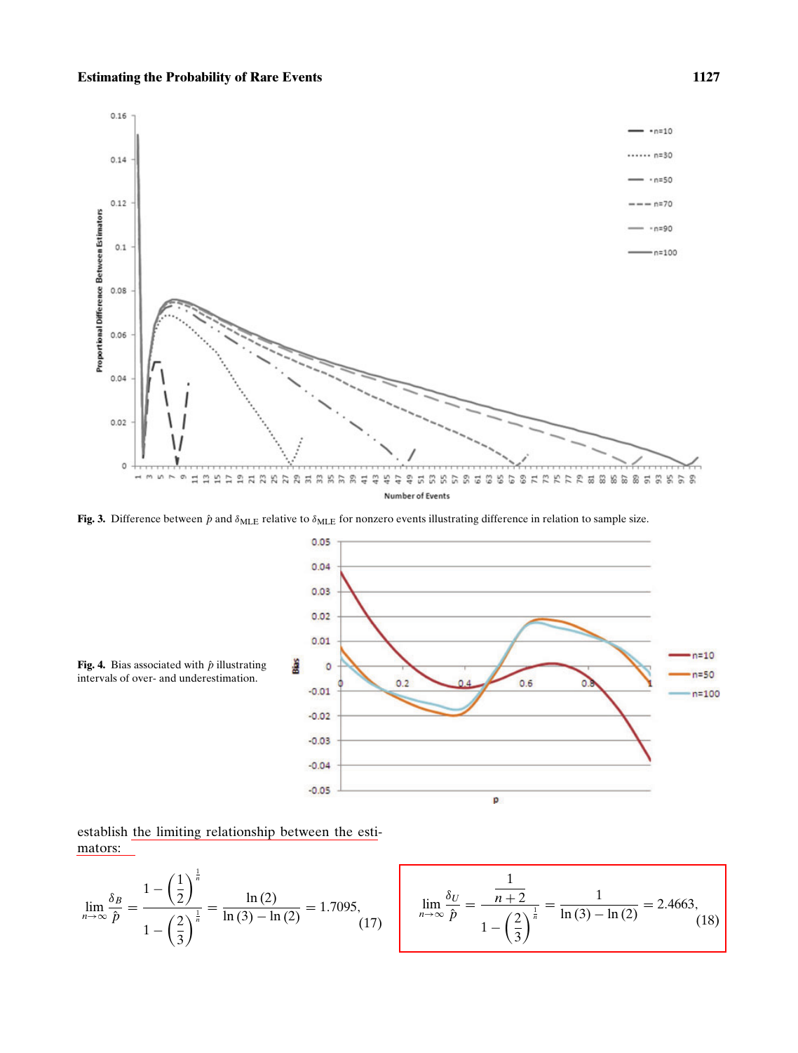Fig. 3. Difference between $\hat{p}$ and $\delta_{\text{MLE}}$ relative to $\delta_{\text{MLE}}$ for nonzero events illustrating difference in relation to sample size.

Fig. 4. Bias associated with $\hat{p}$ illustrating intervals of over- and underestimation.

establish the limiting relationship between the estimators:

$$\lim_{n\to\infty} \frac{\delta_B}{\hat{p}} = \frac{1-\left(\frac{1}{2}\right)^{\frac{1}{n}}}{1-\left(\frac{2}{3}\right)^{\frac{1}{n}}} = \frac{\ln(2)}{\ln(3)-\ln(2)} = 1.7095, \tag{17}$$

$$\lim_{n\to\infty} \frac{\delta_U}{\hat{p}} = \frac{\frac{1}{n+2}}{1-\left(\frac{2}{3}\right)^{\frac{1}{n}}} = \frac{1}{\ln(3)-\ln(2)} = 2.4663, \tag{18}$$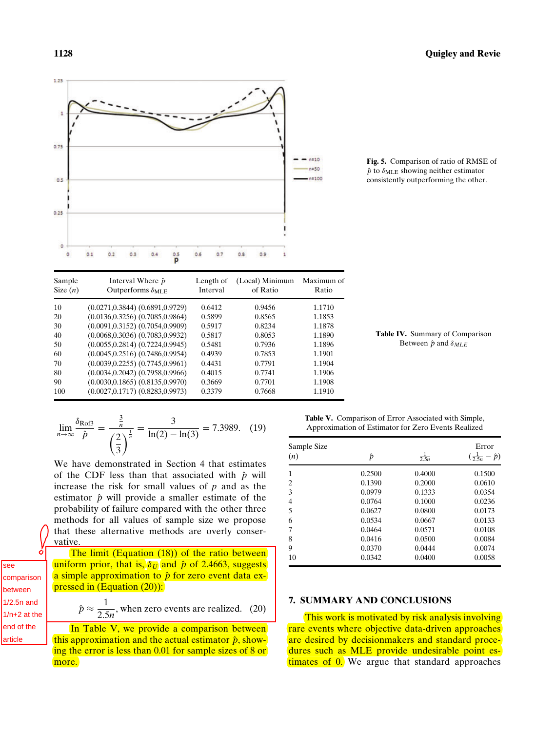Fig. 5. Comparison of ratio of RMSE of $\hat{p}$ to $\delta_{\text{MLE}}$ showing neither estimator consistently outperforming the other.

**Table IV.** Summary of Comparison Between $\hat{p}$ and $\delta_{MLE}$

| Sample Size ($n$) | Interval Where $\hat{p}$ Outperforms $\delta_{\text{MLE}}$ | Length of Interval | (Local) Minimum of Ratio | Maximum of Ratio |
|---|---|---|---|---|
| 10 | (0.0271,0.3844) (0.6891,0.9729) | 0.6412 | 0.9456 | 1.1710 |
| 20 | (0.0136,0.3256) (0.7085,0.9864) | 0.5899 | 0.8565 | 1.1853 |
| 30 | (0.0091,0.3152) (0.7054,0.9909) | 0.5917 | 0.8234 | 1.1878 |
| 40 | (0.0068,0.3036) (0.7083,0.9932) | 0.5817 | 0.8053 | 1.1890 |
| 50 | (0.0055,0.2814) (0.7224,0.9945) | 0.5481 | 0.7936 | 1.1896 |
| 60 | (0.0045,0.2516) (0.7486,0.9954) | 0.4939 | 0.7853 | 1.1901 |
| 70 | (0.0039,0.2255) (0.7745,0.9961) | 0.4431 | 0.7791 | 1.1904 |
| 80 | (0.0034,0.2042) (0.7958,0.9966) | 0.4015 | 0.7741 | 1.1906 |
| 90 | (0.0030,0.1865) (0.8135,0.9970) | 0.3669 | 0.7701 | 1.1908 |
| 100 | (0.0027,0.1717) (0.8283,0.9973) | 0.3379 | 0.7668 | 1.1910 |

$$\lim_{n\to\infty} \frac{\delta_{\text{Rof3}}}{\hat{p}} = \frac{\frac{3}{n}}{\left(\frac{2}{3}\right)^{\frac{1}{n}}} = \frac{3}{\ln(2) - \ln(3)} = 7.3989. \quad (19)$$

We have demonstrated in Section 4 that estimates of the CDF less than that associated with $\hat{p}$ will increase the risk for small values of $p$ and as the estimator $\hat{p}$ will provide a smaller estimate of the probability of failure compared with the other three methods for all values of sample size we propose that these alternative methods are overly conservative.

The limit (Equation (18)) of the ratio between uniform prior, that is, $\delta_U$ and $\hat{p}$ of 2.4663, suggests a simple approximation to $\hat{p}$ for zero event data expressed in (Equation (20)):

$$\hat{p} \approx \frac{1}{2.5n}, \text{ when zero events are realized.} \quad (20)$$

see comparison between 1/2.5n and 1/n+2 at the end of the article

In Table V, we provide a comparison between this approximation and the actual estimator $\hat{p}$, showing the error is less than 0.01 for sample sizes of 8 or more.

**Table V.** Comparison of Error Associated with Simple, Approximation of Estimator for Zero Events Realized

| Sample Size ($n$) | $\hat{p}$ | $\frac{1}{2.5n}$ | Error $\left(\frac{1}{2.5n} - \hat{p}\right)$ |
|---|---|---|---|
| 1 | 0.2500 | 0.4000 | 0.1500 |
| 2 | 0.1390 | 0.2000 | 0.0610 |
| 3 | 0.0979 | 0.1333 | 0.0354 |
| 4 | 0.0764 | 0.1000 | 0.0236 |
| 5 | 0.0627 | 0.0800 | 0.0173 |
| 6 | 0.0534 | 0.0667 | 0.0133 |
| 7 | 0.0464 | 0.0571 | 0.0108 |
| 8 | 0.0416 | 0.0500 | 0.0084 |
| 9 | 0.0370 | 0.0444 | 0.0074 |
| 10 | 0.0342 | 0.0400 | 0.0058 |

## 7. SUMMARY AND CONCLUSIONS

This work is motivated by risk analysis involving rare events where objective data-driven approaches are desired by decisionmakers and standard procedures such as MLE provide undesirable point estimates of 0. We argue that standard approaches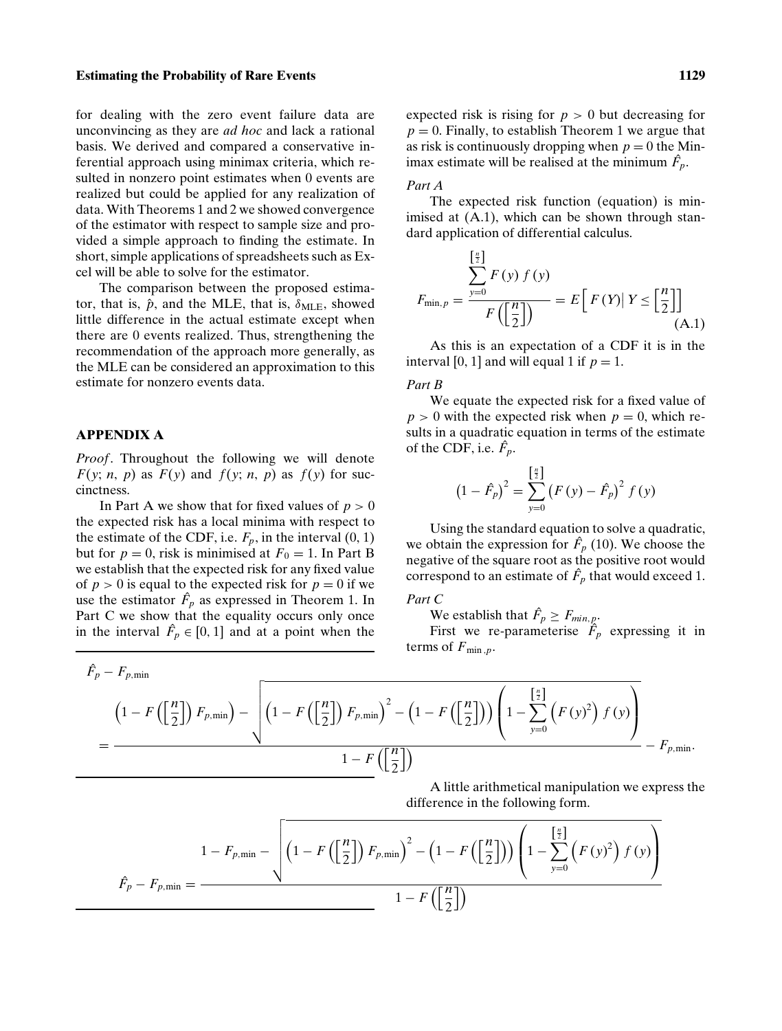for dealing with the zero event failure data are unconvincing as they are *ad hoc* and lack a rational basis. We derived and compared a conservative inferential approach using minimax criteria, which resulted in nonzero point estimates when 0 events are realized but could be applied for any realization of data. With Theorems 1 and 2 we showed convergence of the estimator with respect to sample size and provided a simple approach to finding the estimate. In short, simple applications of spreadsheets such as Excel will be able to solve for the estimator.

The comparison between the proposed estimator, that is, $\hat{p}$, and the MLE, that is, $\delta_{\text{MLE}}$, showed little difference in the actual estimate except when there are 0 events realized. Thus, strengthening the recommendation of the approach more generally, as the MLE can be considered an approximation to this estimate for nonzero events data.

## APPENDIX A

*Proof*. Throughout the following we will denote $F(y; n, p)$ as $F(y)$ and $f(y; n, p)$ as $f(y)$ for succinctness.

In Part A we show that for fixed values of $p > 0$ the expected risk has a local minima with respect to the estimate of the CDF, i.e. $F_p$, in the interval $(0, 1)$ but for $p = 0$, risk is minimised at $F_0 = 1$. In Part B we establish that the expected risk for any fixed value of $p > 0$ is equal to the expected risk for $p = 0$ if we use the estimator $\hat{F}_p$ as expressed in Theorem 1. In Part C we show that the equality occurs only once in the interval $\hat{F}_p \in [0, 1]$ and at a point when the expected risk is rising for $p > 0$ but decreasing for $p = 0$. Finally, to establish Theorem 1 we argue that as risk is continuously dropping when $p = 0$ the Minimax estimate will be realised at the minimum $\hat{F}_p$.

*Part A*

The expected risk function (equation) is minimised at (A.1), which can be shown through standard application of differential calculus.

$$F_{\min,p} = \frac{\sum_{y=0}^{\left[\frac{n}{2}\right]} F(y)\, f(y)}{F\left(\left[\frac{n}{2}\right]\right)} = E\left[\, F(Y) \middle| \, Y \leq \left[\frac{n}{2}\right]\right] \tag{A.1}$$

As this is an expectation of a CDF it is in the interval $[0, 1]$ and will equal 1 if $p = 1$.

*Part B*

We equate the expected risk for a fixed value of $p > 0$ with the expected risk when $p = 0$, which results in a quadratic equation in terms of the estimate of the CDF, i.e. $\hat{F}_p$.

$$\left(1 - \hat{F}_p\right)^2 = \sum_{y=0}^{\left[\frac{n}{2}\right]} \left(F(y) - \hat{F}_p\right)^2 f(y)$$

Using the standard equation to solve a quadratic, we obtain the expression for $\hat{F}_p$ (10). We choose the negative of the square root as the positive root would correspond to an estimate of $\hat{F}_p$ that would exceed 1.

*Part C*

We establish that $\hat{F}_p \geq F_{min,p}$.

First we re-parameterise $\hat{F}_p$ expressing it in terms of $F_{\min,p}$.

$$\hat{F}_p - F_{p,\min} = \frac{\left(1 - F\left(\left[\frac{n}{2}\right]\right) F_{p,\min}\right) - \sqrt{\left(1 - F\left(\left[\frac{n}{2}\right]\right) F_{p,\min}\right)^2 - \left(1 - F\left(\left[\frac{n}{2}\right]\right)\right)\left(1 - \sum_{y=0}^{\left[\frac{n}{2}\right]} \left(F(y)^2\right) f(y)\right)}}{1 - F\left(\left[\frac{n}{2}\right]\right)} - F_{p,\min}.$$

A little arithmetical manipulation we express the difference in the following form.

$$\hat{F}_p - F_{p,\min} = \frac{1 - F_{p,\min} - \sqrt{\left(1 - F\left(\left[\frac{n}{2}\right]\right) F_{p,\min}\right)^2 - \left(1 - F\left(\left[\frac{n}{2}\right]\right)\right)\left(1 - \sum_{y=0}^{\left[\frac{n}{2}\right]} \left(F(y)^2\right) f(y)\right)}}{1 - F\left(\left[\frac{n}{2}\right]\right)}$$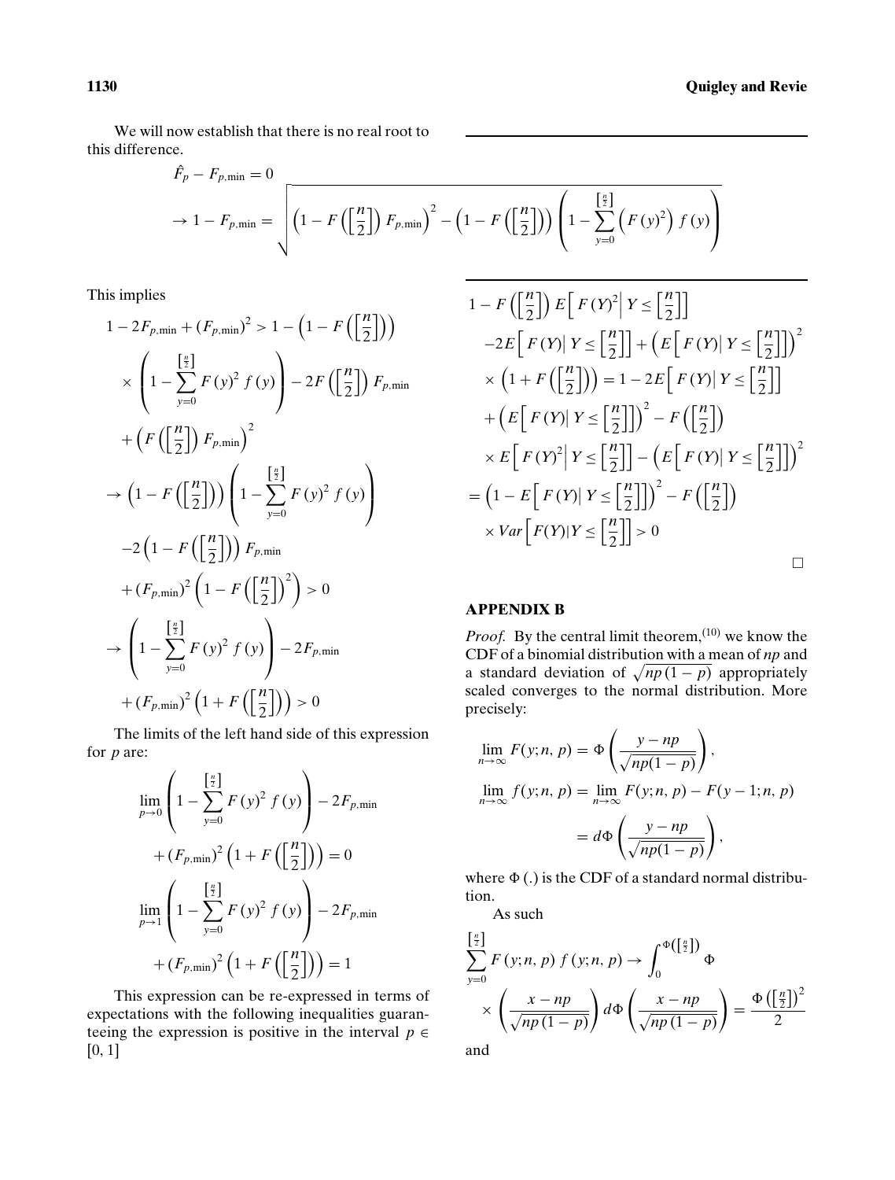We will now establish that there is no real root to this difference.

$$\hat{F}_p - F_{p,\min} = 0$$
$$\rightarrow 1 - F_{p,\min} = \sqrt{\left(1 - F\left(\left[\frac{n}{2}\right]\right) F_{p,\min}\right)^2 - \left(1 - F\left(\left[\frac{n}{2}\right]\right)\right)\left(1 - \sum_{y=0}^{\left[\frac{n}{2}\right]} \left(F(y)^2\right) f(y)\right)}$$

This implies

$$1 - 2F_{p,\min} + (F_{p,\min})^2 > 1 - \left(1 - F\left(\left[\frac{n}{2}\right]\right)\right) \times \left(1 - \sum_{y=0}^{\left[\frac{n}{2}\right]} F(y)^2 f(y)\right) - 2F\left(\left[\frac{n}{2}\right]\right) F_{p,\min} + \left(F\left(\left[\frac{n}{2}\right]\right) F_{p,\min}\right)^2$$

$$\rightarrow \left(1 - F\left(\left[\frac{n}{2}\right]\right)\right)\left(1 - \sum_{y=0}^{\left[\frac{n}{2}\right]} F(y)^2 f(y)\right) - 2\left(1 - F\left(\left[\frac{n}{2}\right]\right)\right) F_{p,\min} + (F_{p,\min})^2 \left(1 - F\left(\left[\frac{n}{2}\right]\right)^2\right) > 0$$

$$\rightarrow \left(1 - \sum_{y=0}^{\left[\frac{n}{2}\right]} F(y)^2 f(y)\right) - 2F_{p,\min} + (F_{p,\min})^2 \left(1 + F\left(\left[\frac{n}{2}\right]\right)\right) > 0$$

The limits of the left hand side of this expression for $p$ are:

$$\lim_{p \to 0} \left(1 - \sum_{y=0}^{\left[\frac{n}{2}\right]} F(y)^2 f(y)\right) - 2F_{p,\min} + (F_{p,\min})^2 \left(1 + F\left(\left[\frac{n}{2}\right]\right)\right) = 0$$

$$\lim_{p \to 1} \left(1 - \sum_{y=0}^{\left[\frac{n}{2}\right]} F(y)^2 f(y)\right) - 2F_{p,\min} + (F_{p,\min})^2 \left(1 + F\left(\left[\frac{n}{2}\right]\right)\right) = 1$$

This expression can be re-expressed in terms of expectations with the following inequalities guaranteeing the expression is positive in the interval $p \in [0, 1]$

$$1 - F\left(\left[\frac{n}{2}\right]\right) E\left[F(Y)^2 \middle| Y \leq \left[\frac{n}{2}\right]\right] - 2E\left[F(Y) \middle| Y \leq \left[\frac{n}{2}\right]\right] + \left(E\left[F(Y) \middle| Y \leq \left[\frac{n}{2}\right]\right]\right)^2 \times \left(1 + F\left(\left[\frac{n}{2}\right]\right)\right) = 1 - 2E\left[F(Y) \middle| Y \leq \left[\frac{n}{2}\right]\right] + \left(E\left[F(Y) \middle| Y \leq \left[\frac{n}{2}\right]\right]\right)^2 - F\left(\left[\frac{n}{2}\right]\right) \times E\left[F(Y)^2 \middle| Y \leq \left[\frac{n}{2}\right]\right] - \left(E\left[F(Y) \middle| Y \leq \left[\frac{n}{2}\right]\right]\right)^2$$
$$= \left(1 - E\left[F(Y) \middle| Y \leq \left[\frac{n}{2}\right]\right]\right)^2 - F\left(\left[\frac{n}{2}\right]\right) \times Var\left[F(Y) | Y \leq \left[\frac{n}{2}\right]\right] > 0$$

□

## APPENDIX B

*Proof.* By the central limit theorem,[10] we know the CDF of a binomial distribution with a mean of $np$ and a standard deviation of $\sqrt{np(1-p)}$ appropriately scaled converges to the normal distribution. More precisely:

$$\lim_{n \to \infty} F(y; n, p) = \Phi\left(\frac{y - np}{\sqrt{np(1-p)}}\right),$$
$$\lim_{n \to \infty} f(y; n, p) = \lim_{n \to \infty} F(y; n, p) - F(y-1; n, p) = d\Phi\left(\frac{y - np}{\sqrt{np(1-p)}}\right),$$

where $\Phi(.)$ is the CDF of a standard normal distribution.

As such

$$\sum_{y=0}^{\left[\frac{n}{2}\right]} F(y; n, p) f(y; n, p) \rightarrow \int_0^{\Phi\left(\left[\frac{n}{2}\right]\right)} \Phi \left(\frac{x - np}{\sqrt{np(1-p)}}\right) d\Phi\left(\frac{x - np}{\sqrt{np(1-p)}}\right) = \frac{\Phi\left(\left[\frac{n}{2}\right]\right)^2}{2}$$

and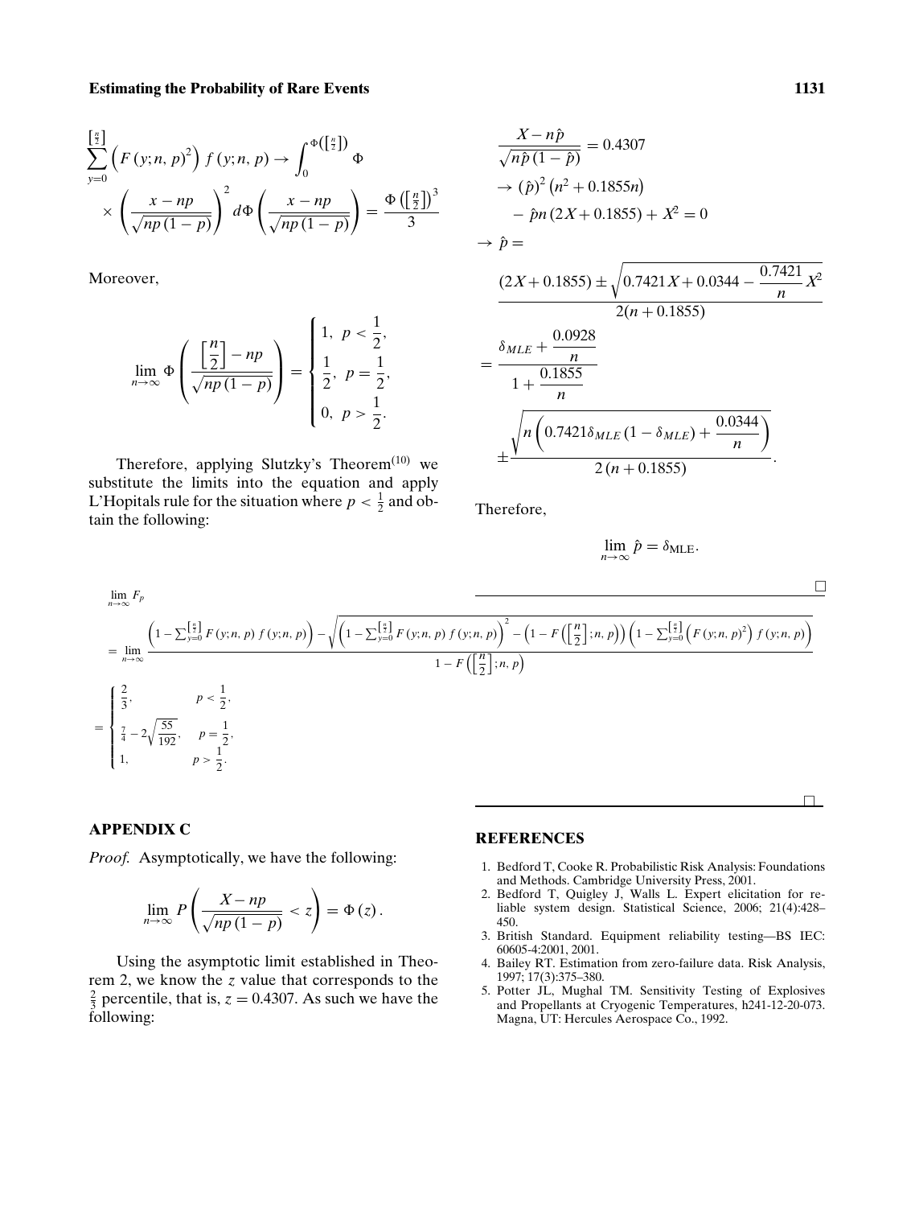$$\sum_{y=0}^{\left[\frac{n}{2}\right]} \left(F(y;n,p)^2\right) f(y;n,p) \to \int_0^{\Phi\left(\left[\frac{n}{2}\right]\right)} \Phi \times \left(\frac{x-np}{\sqrt{np(1-p)}}\right)^2 d\Phi\left(\frac{x-np}{\sqrt{np(1-p)}}\right) = \frac{\Phi\left(\left[\frac{n}{2}\right]\right)^3}{3}$$

Moreover,

$$\lim_{n\to\infty} \Phi\left(\frac{\left[\frac{n}{2}\right]-np}{\sqrt{np(1-p)}}\right) = \begin{cases} 1, & p < \frac{1}{2}, \\ \frac{1}{2}, & p = \frac{1}{2}, \\ 0, & p > \frac{1}{2}. \end{cases}$$

Therefore, applying Slutzky's Theorem[10] we substitute the limits into the equation and apply L'Hopitals rule for the situation where $p < \frac{1}{2}$ and obtain the following:

$$\lim_{n\to\infty} F_p$$

$$= \lim_{n\to\infty} \frac{\left(1-\sum_{y=0}^{\left[\frac{n}{2}\right]} F(y;n,p) f(y;n,p)\right) - \sqrt{\left(1-\sum_{y=0}^{\left[\frac{n}{2}\right]} F(y;n,p) f(y;n,p)\right)^2 - \left(1-F\left(\left[\frac{n}{2}\right];n,p\right)\right)\left(1-\sum_{y=0}^{\left[\frac{n}{2}\right]}\left(F(y;n,p)^2\right) f(y;n,p)\right)}}{1-F\left(\left[\frac{n}{2}\right];n,p\right)}$$

$$= \begin{cases} \frac{2}{3}, & p < \frac{1}{2}, \\ \frac{7}{4} - 2\sqrt{\frac{55}{192}}, & p = \frac{1}{2}, \\ 1, & p > \frac{1}{2}. \end{cases}$$

□

## APPENDIX C

*Proof.* Asymptotically, we have the following:

$$\lim_{n\to\infty} P\left(\frac{X-np}{\sqrt{np(1-p)}} < z\right) = \Phi(z).$$

Using the asymptotic limit established in Theorem 2, we know the $z$ value that corresponds to the $\frac{2}{3}$ percentile, that is, $z = 0.4307$. As such we have the following:

$$\frac{X-n\hat{p}}{\sqrt{n\hat{p}(1-\hat{p})}} = 0.4307$$

$$\to (\hat{p})^2\left(n^2 + 0.1855n\right) - \hat{p}n(2X + 0.1855) + X^2 = 0$$

$$\to \hat{p} = \frac{(2X+0.1855) \pm \sqrt{0.7421X + 0.0344 - \frac{0.7421}{n}X^2}}{2(n+0.1855)}$$

$$= \frac{\delta_{MLE} + \frac{0.0928}{n}}{1 + \frac{0.1855}{n}} \pm \frac{\sqrt{n\left(0.7421\delta_{MLE}(1-\delta_{MLE}) + \frac{0.0344}{n}\right)}}{2(n+0.1855)}.$$

Therefore,

$$\lim_{n\to\infty} \hat{p} = \delta_{\text{MLE}}.$$

□

## REFERENCES

1. Bedford T, Cooke R. Probabilistic Risk Analysis: Foundations and Methods. Cambridge University Press, 2001.
2. Bedford T, Quigley J, Walls L. Expert elicitation for reliable system design. Statistical Science, 2006; 21(4):428–450.
3. British Standard. Equipment reliability testing—BS IEC: 60605-4:2001, 2001.
4. Bailey RT. Estimation from zero-failure data. Risk Analysis, 1997; 17(3):375–380.
5. Potter JL, Mughal TM. Sensitivity Testing of Explosives and Propellants at Cryogenic Temperatures, h241-12-20-073. Magna, UT: Hercules Aerospace Co., 1992.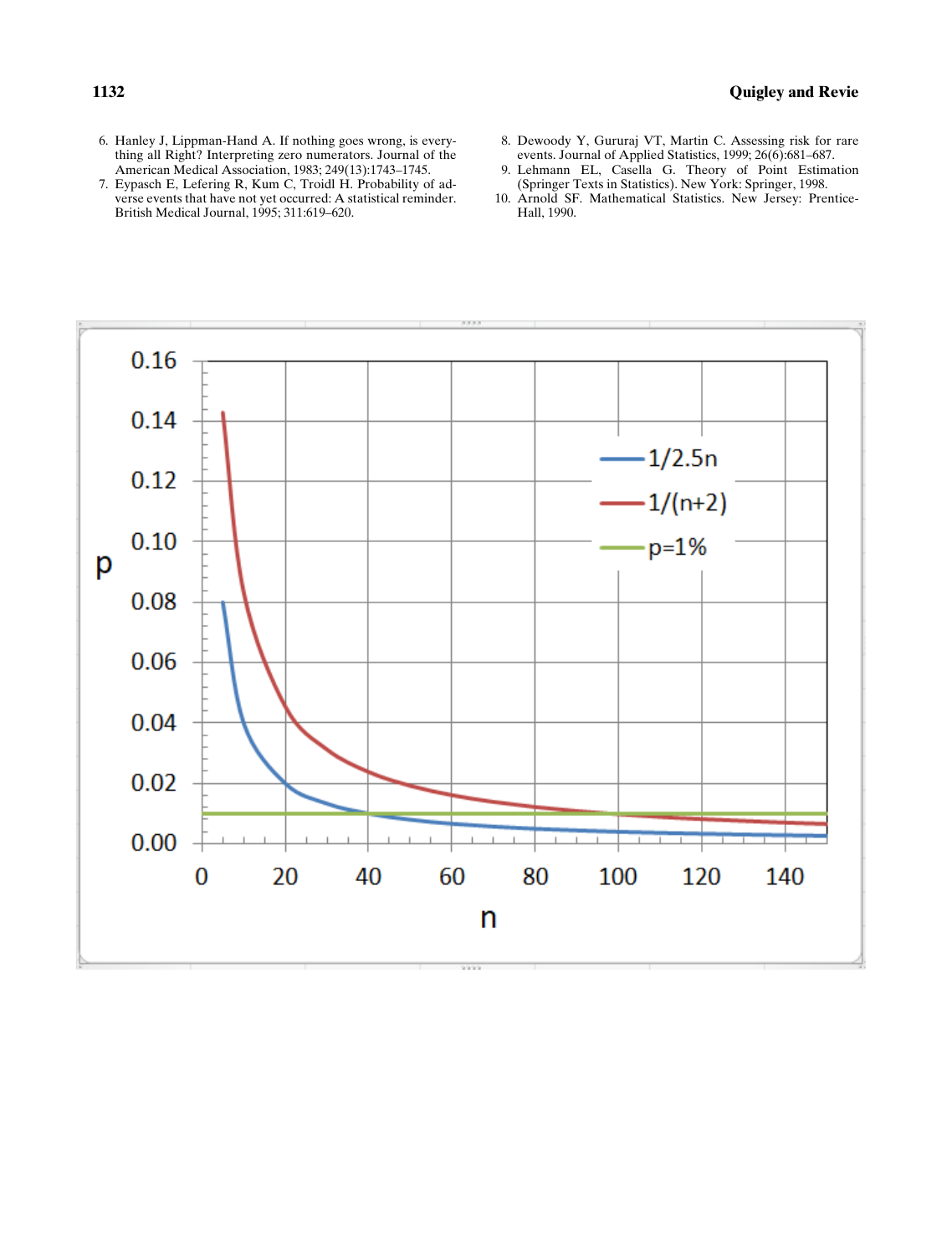6. Hanley J, Lippman-Hand A. If nothing goes wrong, is everything all Right? Interpreting zero numerators. Journal of the American Medical Association, 1983; 249(13):1743–1745.
7. Eypasch E, Lefering R, Kum C, Troidl H. Probability of adverse events that have not yet occurred: A statistical reminder. British Medical Journal, 1995; 311:619–620.
8. Dewoody Y, Gururaj VT, Martin C. Assessing risk for rare events. Journal of Applied Statistics, 1999; 26(6):681–687.
9. Lehmann EL, Casella G. Theory of Point Estimation (Springer Texts in Statistics). New York: Springer, 1998.
10. Arnold SF. Mathematical Statistics. New Jersey: Prentice-Hall, 1990.

p

0.16
0.14
0.12
0.10
0.08
0.06
0.04
0.02
0.00

0 20 40 60 80 100 120 140

n

1/2.5n
1/(n+2)
p=1%